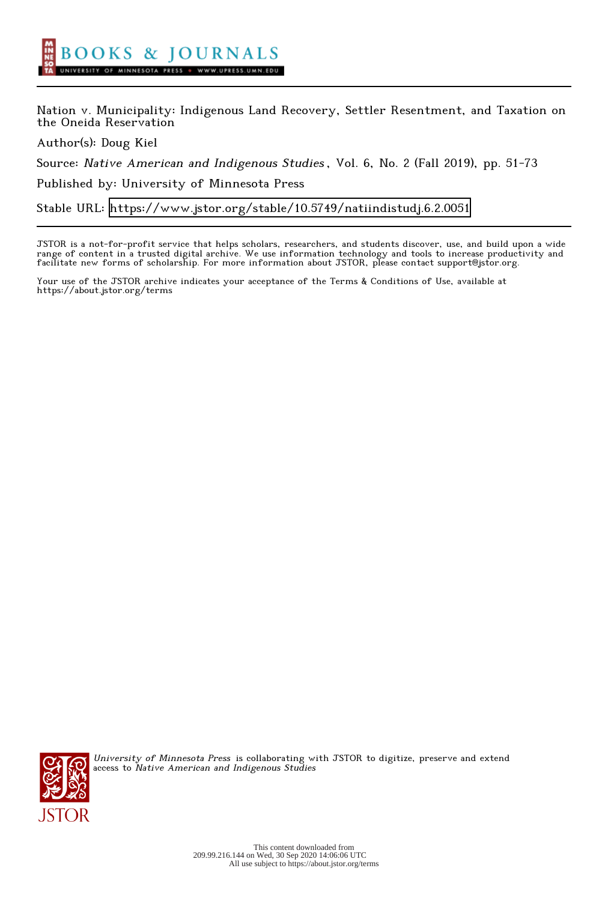Nation v. Municipality: Indigenous Land Recovery, Settler Resentment, and Taxation on the Oneida Reservation

Author(s): Doug Kiel

Source: *Native American and Indigenous Studies*, Vol. 6, No. 2 (Fall 2019), pp. 51-73

Published by: University of Minnesota Press

Stable URL: https://www.jstor.org/stable/10.5749/natiindistudj.6.2.0051

JSTOR is a not-for-profit service that helps scholars, researchers, and students discover, use, and build upon a wide range of content in a trusted digital archive. We use information technology and tools to increase productivity and facilitate new forms of scholarship. For more information about JSTOR, please contact support@jstor.org.

Your use of the JSTOR archive indicates your acceptance of the Terms & Conditions of Use, available at https://about.jstor.org/terms

*University of Minnesota Press* is collaborating with JSTOR to digitize, preserve and extend access to *Native American and Indigenous Studies*

This content downloaded from 209.99.216.144 on Wed, 30 Sep 2020 14:06:06 UTC
All use subject to https://about.jstor.org/terms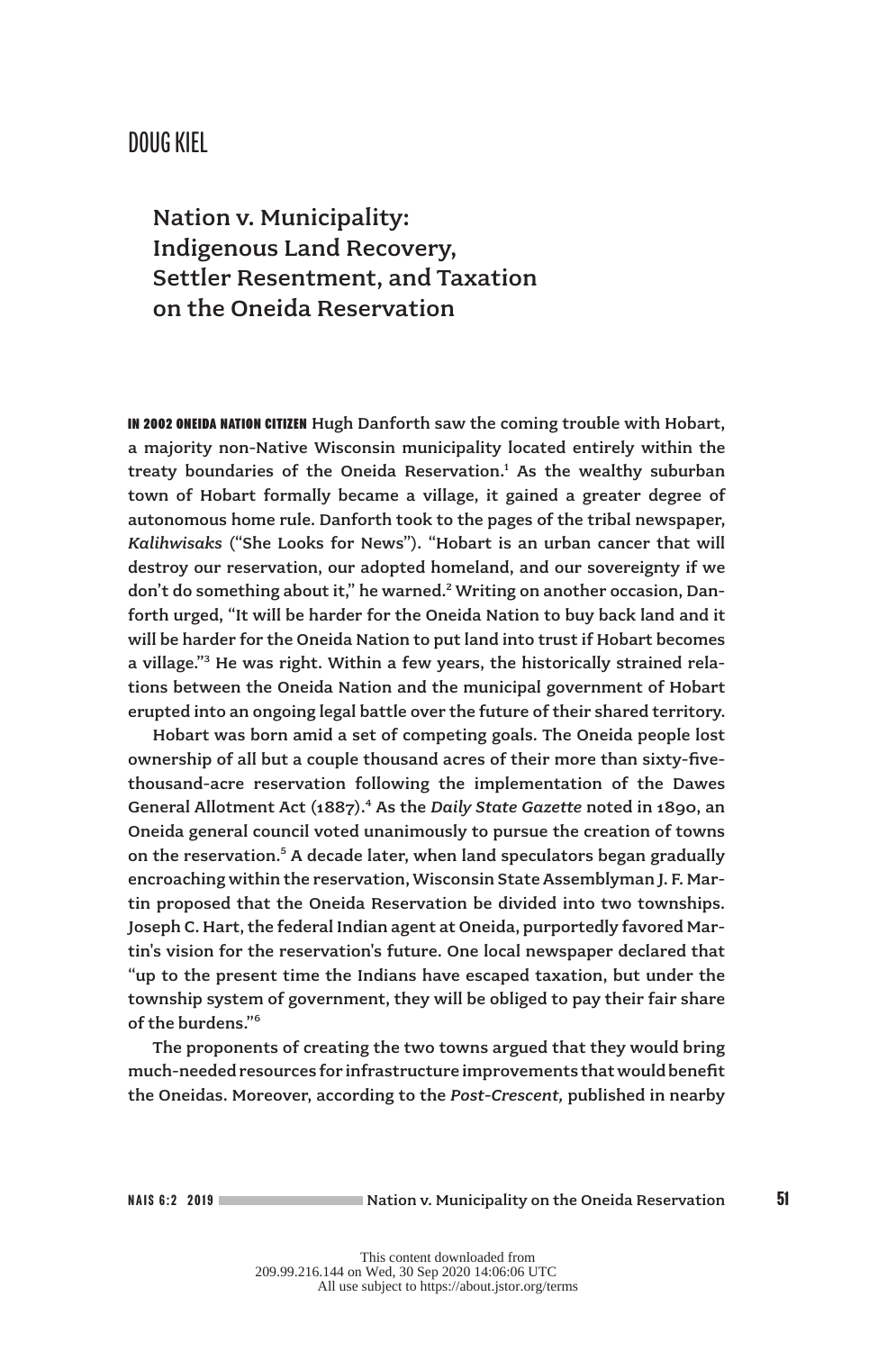DOUG KIEL

# Nation v. Municipality: Indigenous Land Recovery, Settler Resentment, and Taxation on the Oneida Reservation

IN 2002 ONEIDA NATION CITIZEN Hugh Danforth saw the coming trouble with Hobart, a majority non-Native Wisconsin municipality located entirely within the treaty boundaries of the Oneida Reservation.[1] As the wealthy suburban town of Hobart formally became a village, it gained a greater degree of autonomous home rule. Danforth took to the pages of the tribal newspaper, *Kalihwisaks* ("She Looks for News"). "Hobart is an urban cancer that will destroy our reservation, our adopted homeland, and our sovereignty if we don't do something about it," he warned.[2] Writing on another occasion, Danforth urged, "It will be harder for the Oneida Nation to buy back land and it will be harder for the Oneida Nation to put land into trust if Hobart becomes a village."[3] He was right. Within a few years, the historically strained relations between the Oneida Nation and the municipal government of Hobart erupted into an ongoing legal battle over the future of their shared territory.

Hobart was born amid a set of competing goals. The Oneida people lost ownership of all but a couple thousand acres of their more than sixty-five-thousand-acre reservation following the implementation of the Dawes General Allotment Act (1887).[4] As the *Daily State Gazette* noted in 1890, an Oneida general council voted unanimously to pursue the creation of towns on the reservation.[5] A decade later, when land speculators began gradually encroaching within the reservation, Wisconsin State Assemblyman J. F. Martin proposed that the Oneida Reservation be divided into two townships. Joseph C. Hart, the federal Indian agent at Oneida, purportedly favored Martin's vision for the reservation's future. One local newspaper declared that "up to the present time the Indians have escaped taxation, but under the township system of government, they will be obliged to pay their fair share of the burdens."[6]

The proponents of creating the two towns argued that they would bring much-needed resources for infrastructure improvements that would benefit the Oneidas. Moreover, according to the *Post-Crescent,* published in nearby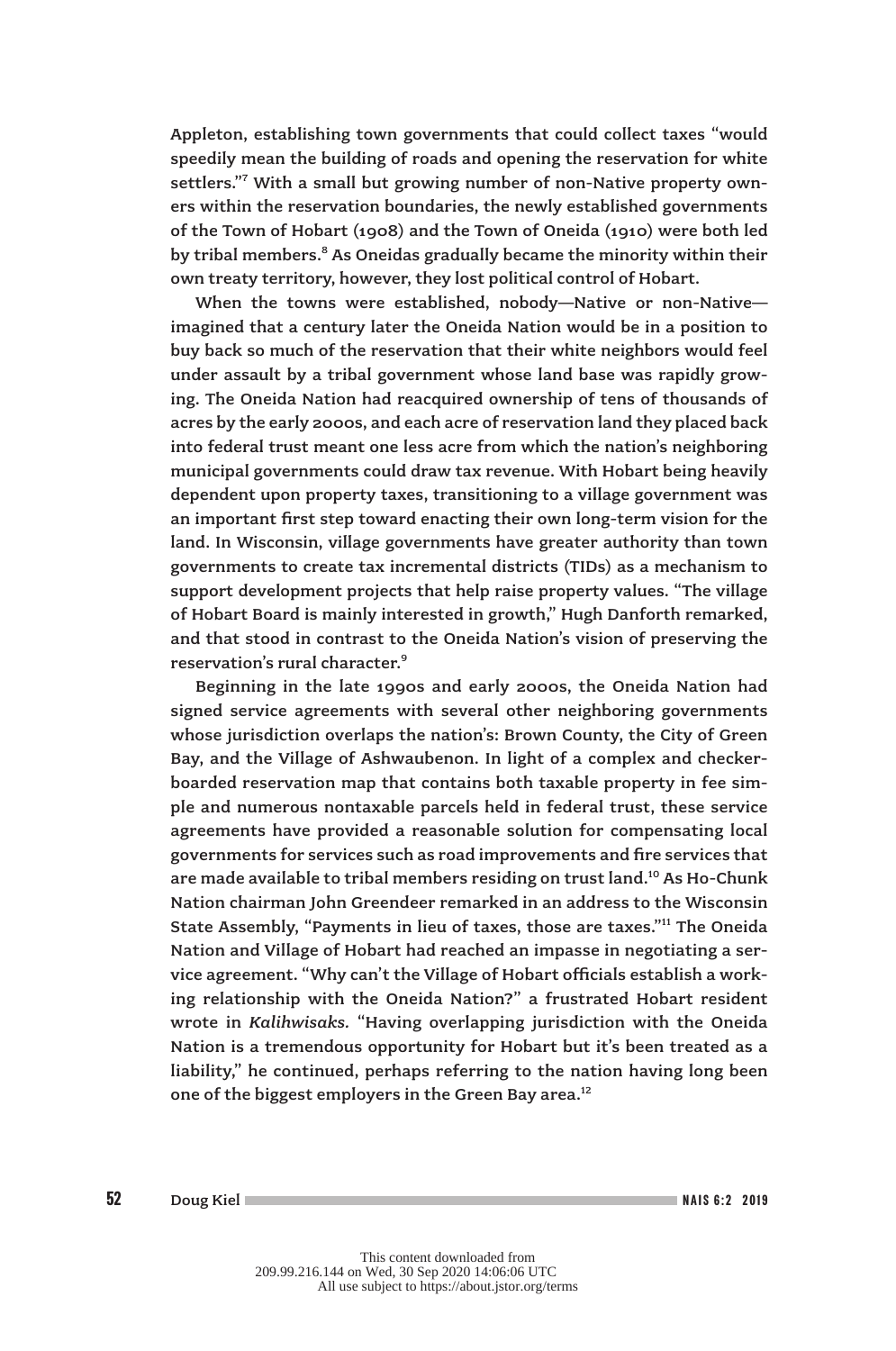Appleton, establishing town governments that could collect taxes "would speedily mean the building of roads and opening the reservation for white settlers."[7] With a small but growing number of non-Native property owners within the reservation boundaries, the newly established governments of the Town of Hobart (1908) and the Town of Oneida (1910) were both led by tribal members.[8] As Oneidas gradually became the minority within their own treaty territory, however, they lost political control of Hobart.

When the towns were established, nobody—Native or non-Native—imagined that a century later the Oneida Nation would be in a position to buy back so much of the reservation that their white neighbors would feel under assault by a tribal government whose land base was rapidly growing. The Oneida Nation had reacquired ownership of tens of thousands of acres by the early 2000s, and each acre of reservation land they placed back into federal trust meant one less acre from which the nation's neighboring municipal governments could draw tax revenue. With Hobart being heavily dependent upon property taxes, transitioning to a village government was an important first step toward enacting their own long-term vision for the land. In Wisconsin, village governments have greater authority than town governments to create tax incremental districts (TIDs) as a mechanism to support development projects that help raise property values. "The village of Hobart Board is mainly interested in growth," Hugh Danforth remarked, and that stood in contrast to the Oneida Nation's vision of preserving the reservation's rural character.[9]

Beginning in the late 1990s and early 2000s, the Oneida Nation had signed service agreements with several other neighboring governments whose jurisdiction overlaps the nation's: Brown County, the City of Green Bay, and the Village of Ashwaubenon. In light of a complex and checkerboarded reservation map that contains both taxable property in fee simple and numerous nontaxable parcels held in federal trust, these service agreements have provided a reasonable solution for compensating local governments for services such as road improvements and fire services that are made available to tribal members residing on trust land.[10] As Ho-Chunk Nation chairman John Greendeer remarked in an address to the Wisconsin State Assembly, "Payments in lieu of taxes, those are taxes."[11] The Oneida Nation and Village of Hobart had reached an impasse in negotiating a service agreement. "Why can't the Village of Hobart officials establish a working relationship with the Oneida Nation?" a frustrated Hobart resident wrote in *Kalihwisaks*. "Having overlapping jurisdiction with the Oneida Nation is a tremendous opportunity for Hobart but it's been treated as a liability," he continued, perhaps referring to the nation having long been one of the biggest employers in the Green Bay area.[12]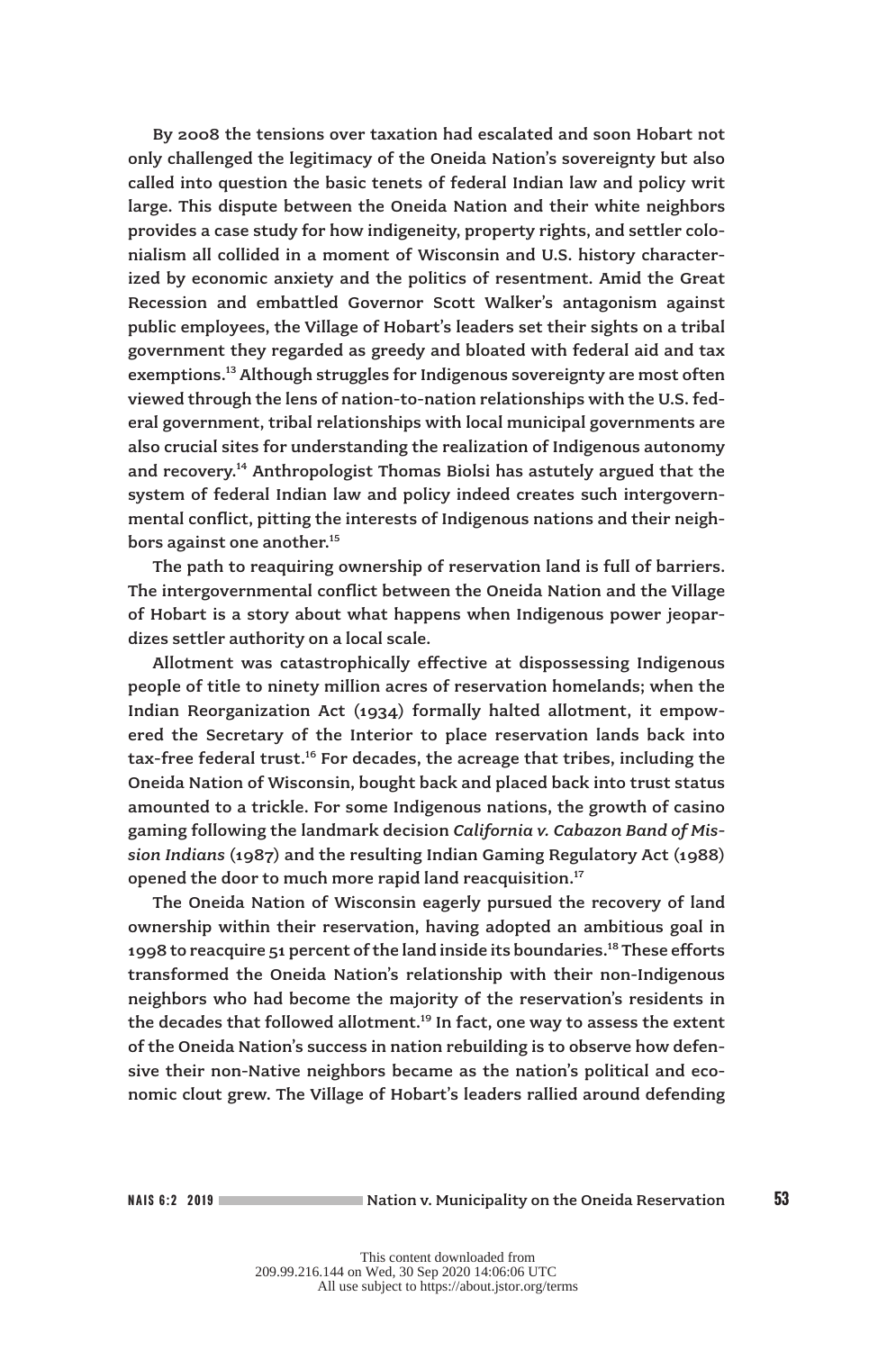By 2008 the tensions over taxation had escalated and soon Hobart not only challenged the legitimacy of the Oneida Nation's sovereignty but also called into question the basic tenets of federal Indian law and policy writ large. This dispute between the Oneida Nation and their white neighbors provides a case study for how indigeneity, property rights, and settler colonialism all collided in a moment of Wisconsin and U.S. history characterized by economic anxiety and the politics of resentment. Amid the Great Recession and embattled Governor Scott Walker's antagonism against public employees, the Village of Hobart's leaders set their sights on a tribal government they regarded as greedy and bloated with federal aid and tax exemptions.[13] Although struggles for Indigenous sovereignty are most often viewed through the lens of nation-to-nation relationships with the U.S. federal government, tribal relationships with local municipal governments are also crucial sites for understanding the realization of Indigenous autonomy and recovery.[14] Anthropologist Thomas Biolsi has astutely argued that the system of federal Indian law and policy indeed creates such intergovernmental conflict, pitting the interests of Indigenous nations and their neighbors against one another.[15]

The path to reaquiring ownership of reservation land is full of barriers. The intergovernmental conflict between the Oneida Nation and the Village of Hobart is a story about what happens when Indigenous power jeopardizes settler authority on a local scale.

Allotment was catastrophically effective at dispossessing Indigenous people of title to ninety million acres of reservation homelands; when the Indian Reorganization Act (1934) formally halted allotment, it empowered the Secretary of the Interior to place reservation lands back into tax-free federal trust.[16] For decades, the acreage that tribes, including the Oneida Nation of Wisconsin, bought back and placed back into trust status amounted to a trickle. For some Indigenous nations, the growth of casino gaming following the landmark decision *California v. Cabazon Band of Mission Indians* (1987) and the resulting Indian Gaming Regulatory Act (1988) opened the door to much more rapid land reacquisition.[17]

The Oneida Nation of Wisconsin eagerly pursued the recovery of land ownership within their reservation, having adopted an ambitious goal in 1998 to reacquire 51 percent of the land inside its boundaries.[18] These efforts transformed the Oneida Nation's relationship with their non-Indigenous neighbors who had become the majority of the reservation's residents in the decades that followed allotment.[19] In fact, one way to assess the extent of the Oneida Nation's success in nation rebuilding is to observe how defensive their non-Native neighbors became as the nation's political and economic clout grew. The Village of Hobart's leaders rallied around defending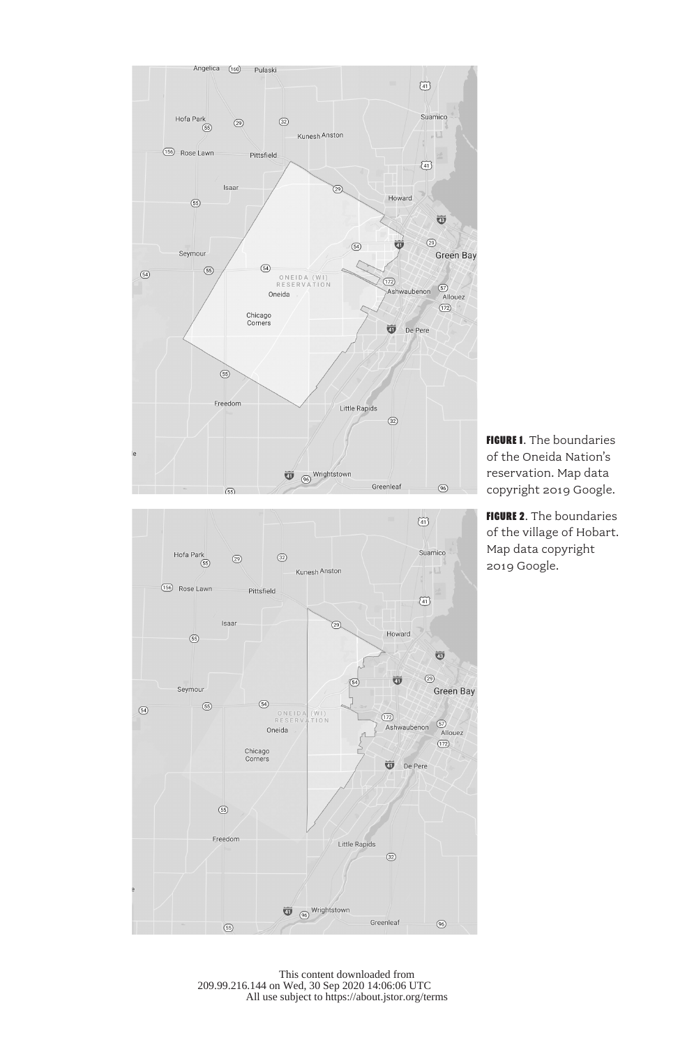**FIGURE 1**. The boundaries of the Oneida Nation's reservation. Map data copyright 2019 Google.

**FIGURE 2**. The boundaries of the village of Hobart. Map data copyright 2019 Google.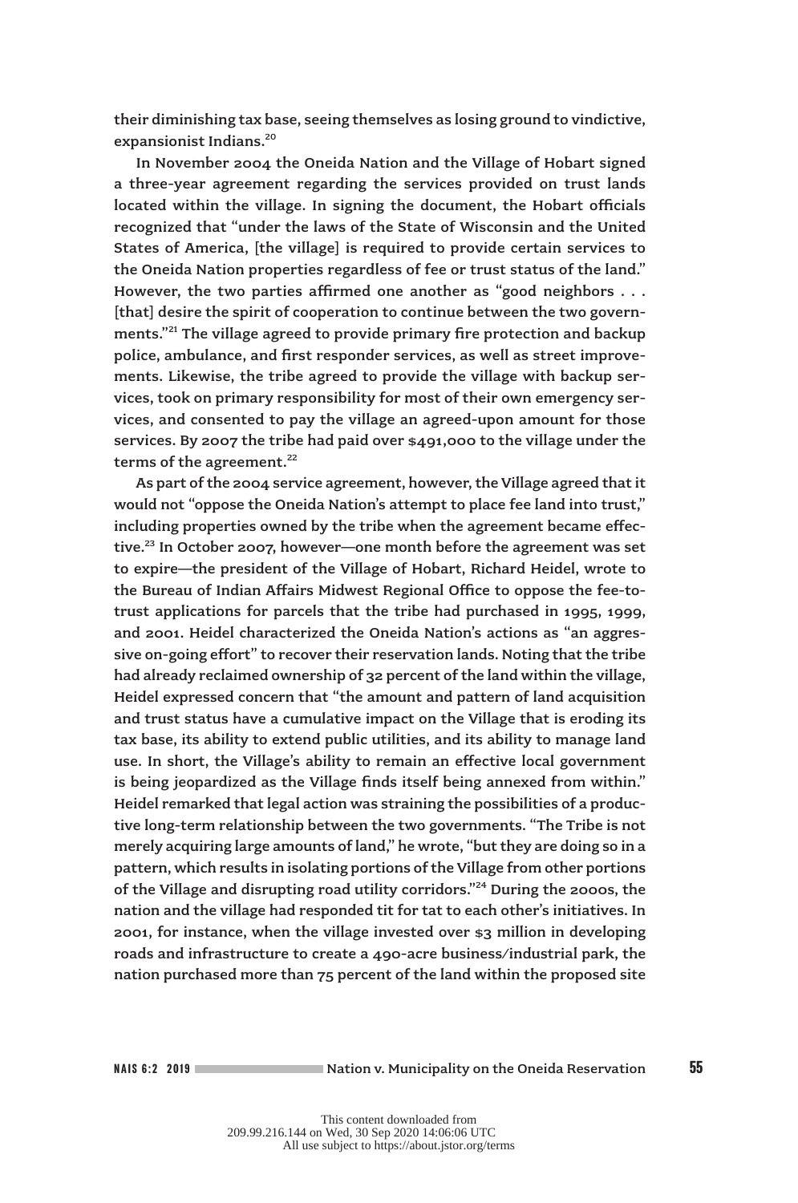their diminishing tax base, seeing themselves as losing ground to vindictive, expansionist Indians.[20]

In November 2004 the Oneida Nation and the Village of Hobart signed a three-year agreement regarding the services provided on trust lands located within the village. In signing the document, the Hobart officials recognized that "under the laws of the State of Wisconsin and the United States of America, [the village] is required to provide certain services to the Oneida Nation properties regardless of fee or trust status of the land." However, the two parties affirmed one another as "good neighbors . . . [that] desire the spirit of cooperation to continue between the two governments."[21] The village agreed to provide primary fire protection and backup police, ambulance, and first responder services, as well as street improvements. Likewise, the tribe agreed to provide the village with backup services, took on primary responsibility for most of their own emergency services, and consented to pay the village an agreed-upon amount for those services. By 2007 the tribe had paid over $491,000 to the village under the terms of the agreement.[22]

As part of the 2004 service agreement, however, the Village agreed that it would not "oppose the Oneida Nation's attempt to place fee land into trust," including properties owned by the tribe when the agreement became effective.[23] In October 2007, however—one month before the agreement was set to expire—the president of the Village of Hobart, Richard Heidel, wrote to the Bureau of Indian Affairs Midwest Regional Office to oppose the fee-to-trust applications for parcels that the tribe had purchased in 1995, 1999, and 2001. Heidel characterized the Oneida Nation's actions as "an aggressive on-going effort" to recover their reservation lands. Noting that the tribe had already reclaimed ownership of 32 percent of the land within the village, Heidel expressed concern that "the amount and pattern of land acquisition and trust status have a cumulative impact on the Village that is eroding its tax base, its ability to extend public utilities, and its ability to manage land use. In short, the Village's ability to remain an effective local government is being jeopardized as the Village finds itself being annexed from within." Heidel remarked that legal action was straining the possibilities of a productive long-term relationship between the two governments. "The Tribe is not merely acquiring large amounts of land," he wrote, "but they are doing so in a pattern, which results in isolating portions of the Village from other portions of the Village and disrupting road utility corridors."[24] During the 2000s, the nation and the village had responded tit for tat to each other's initiatives. In 2001, for instance, when the village invested over $3 million in developing roads and infrastructure to create a 490-acre business/industrial park, the nation purchased more than 75 percent of the land within the proposed site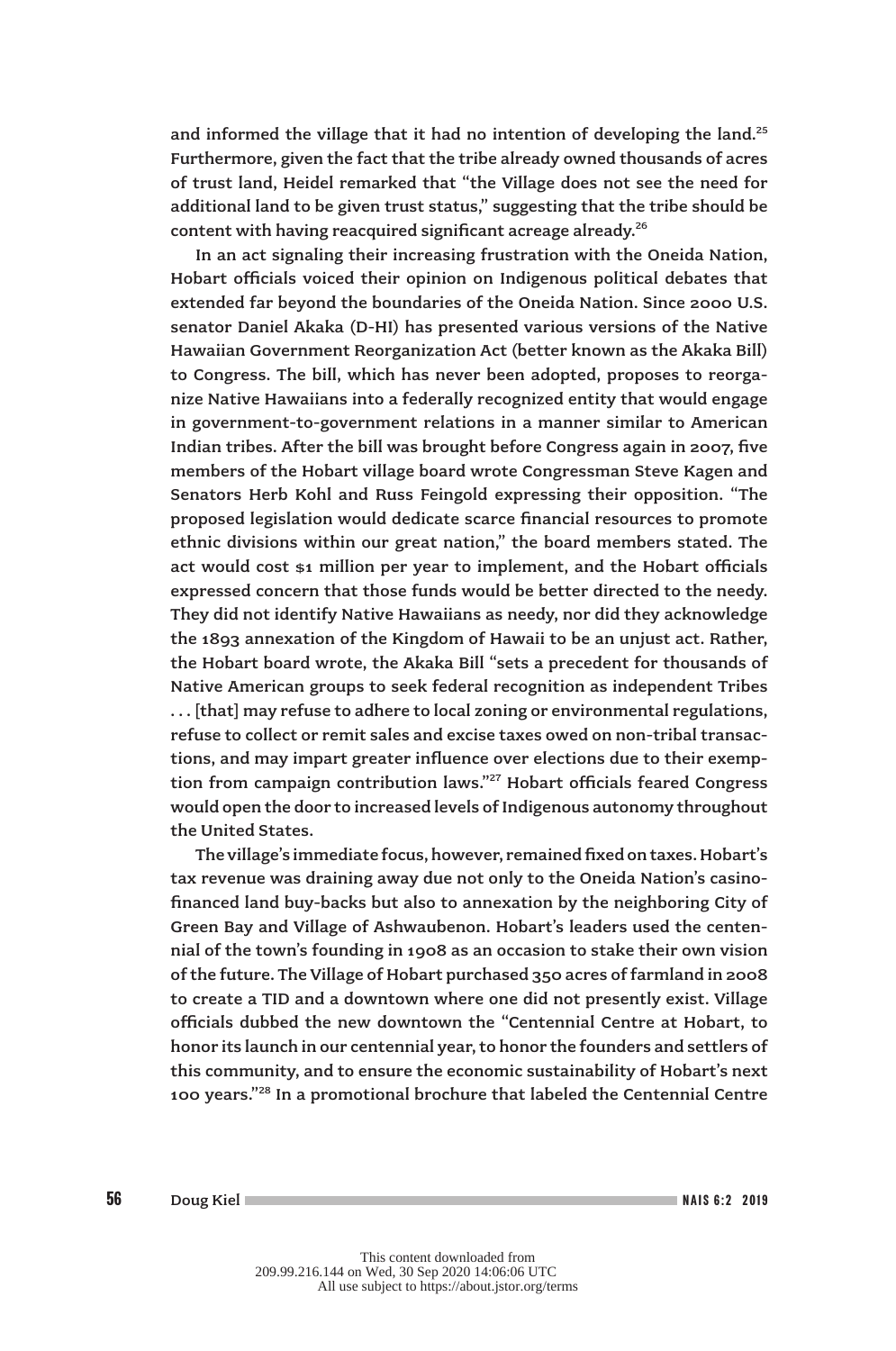and informed the village that it had no intention of developing the land.[25] Furthermore, given the fact that the tribe already owned thousands of acres of trust land, Heidel remarked that "the Village does not see the need for additional land to be given trust status," suggesting that the tribe should be content with having reacquired significant acreage already.[26]

In an act signaling their increasing frustration with the Oneida Nation, Hobart officials voiced their opinion on Indigenous political debates that extended far beyond the boundaries of the Oneida Nation. Since 2000 U.S. senator Daniel Akaka (D-HI) has presented various versions of the Native Hawaiian Government Reorganization Act (better known as the Akaka Bill) to Congress. The bill, which has never been adopted, proposes to reorganize Native Hawaiians into a federally recognized entity that would engage in government-to-government relations in a manner similar to American Indian tribes. After the bill was brought before Congress again in 2007, five members of the Hobart village board wrote Congressman Steve Kagen and Senators Herb Kohl and Russ Feingold expressing their opposition. "The proposed legislation would dedicate scarce financial resources to promote ethnic divisions within our great nation," the board members stated. The act would cost $1 million per year to implement, and the Hobart officials expressed concern that those funds would be better directed to the needy. They did not identify Native Hawaiians as needy, nor did they acknowledge the 1893 annexation of the Kingdom of Hawaii to be an unjust act. Rather, the Hobart board wrote, the Akaka Bill "sets a precedent for thousands of Native American groups to seek federal recognition as independent Tribes . . . [that] may refuse to adhere to local zoning or environmental regulations, refuse to collect or remit sales and excise taxes owed on non-tribal transactions, and may impart greater influence over elections due to their exemption from campaign contribution laws."[27] Hobart officials feared Congress would open the door to increased levels of Indigenous autonomy throughout the United States.

The village's immediate focus, however, remained fixed on taxes. Hobart's tax revenue was draining away due not only to the Oneida Nation's casino-financed land buy-backs but also to annexation by the neighboring City of Green Bay and Village of Ashwaubenon. Hobart's leaders used the centennial of the town's founding in 1908 as an occasion to stake their own vision of the future. The Village of Hobart purchased 350 acres of farmland in 2008 to create a TID and a downtown where one did not presently exist. Village officials dubbed the new downtown the "Centennial Centre at Hobart, to honor its launch in our centennial year, to honor the founders and settlers of this community, and to ensure the economic sustainability of Hobart's next 100 years."[28] In a promotional brochure that labeled the Centennial Centre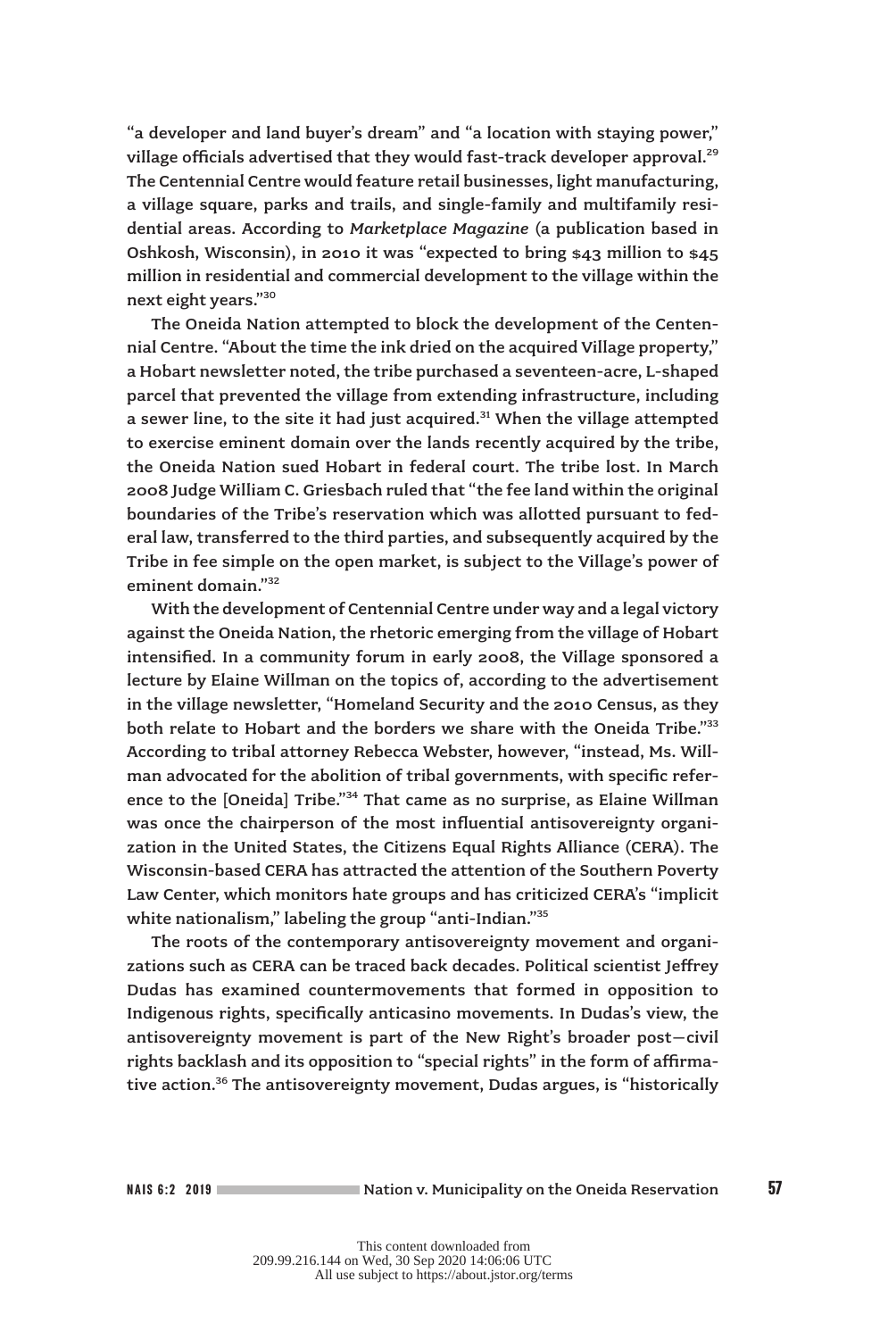"a developer and land buyer's dream" and "a location with staying power," village officials advertised that they would fast-track developer approval.[29] The Centennial Centre would feature retail businesses, light manufacturing, a village square, parks and trails, and single-family and multifamily residential areas. According to *Marketplace Magazine* (a publication based in Oshkosh, Wisconsin), in 2010 it was "expected to bring $43 million to $45 million in residential and commercial development to the village within the next eight years."[30]

The Oneida Nation attempted to block the development of the Centennial Centre. "About the time the ink dried on the acquired Village property," a Hobart newsletter noted, the tribe purchased a seventeen-acre, L-shaped parcel that prevented the village from extending infrastructure, including a sewer line, to the site it had just acquired.[31] When the village attempted to exercise eminent domain over the lands recently acquired by the tribe, the Oneida Nation sued Hobart in federal court. The tribe lost. In March 2008 Judge William C. Griesbach ruled that "the fee land within the original boundaries of the Tribe's reservation which was allotted pursuant to federal law, transferred to the third parties, and subsequently acquired by the Tribe in fee simple on the open market, is subject to the Village's power of eminent domain."[32]

With the development of Centennial Centre under way and a legal victory against the Oneida Nation, the rhetoric emerging from the village of Hobart intensified. In a community forum in early 2008, the Village sponsored a lecture by Elaine Willman on the topics of, according to the advertisement in the village newsletter, "Homeland Security and the 2010 Census, as they both relate to Hobart and the borders we share with the Oneida Tribe."[33] According to tribal attorney Rebecca Webster, however, "instead, Ms. Willman advocated for the abolition of tribal governments, with specific reference to the [Oneida] Tribe."[34] That came as no surprise, as Elaine Willman was once the chairperson of the most influential antisovereignty organization in the United States, the Citizens Equal Rights Alliance (CERA). The Wisconsin-based CERA has attracted the attention of the Southern Poverty Law Center, which monitors hate groups and has criticized CERA's "implicit white nationalism," labeling the group "anti-Indian."[35]

The roots of the contemporary antisovereignty movement and organizations such as CERA can be traced back decades. Political scientist Jeffrey Dudas has examined countermovements that formed in opposition to Indigenous rights, specifically anticasino movements. In Dudas's view, the antisovereignty movement is part of the New Right's broader post—civil rights backlash and its opposition to "special rights" in the form of affirmative action.[36] The antisovereignty movement, Dudas argues, is "historically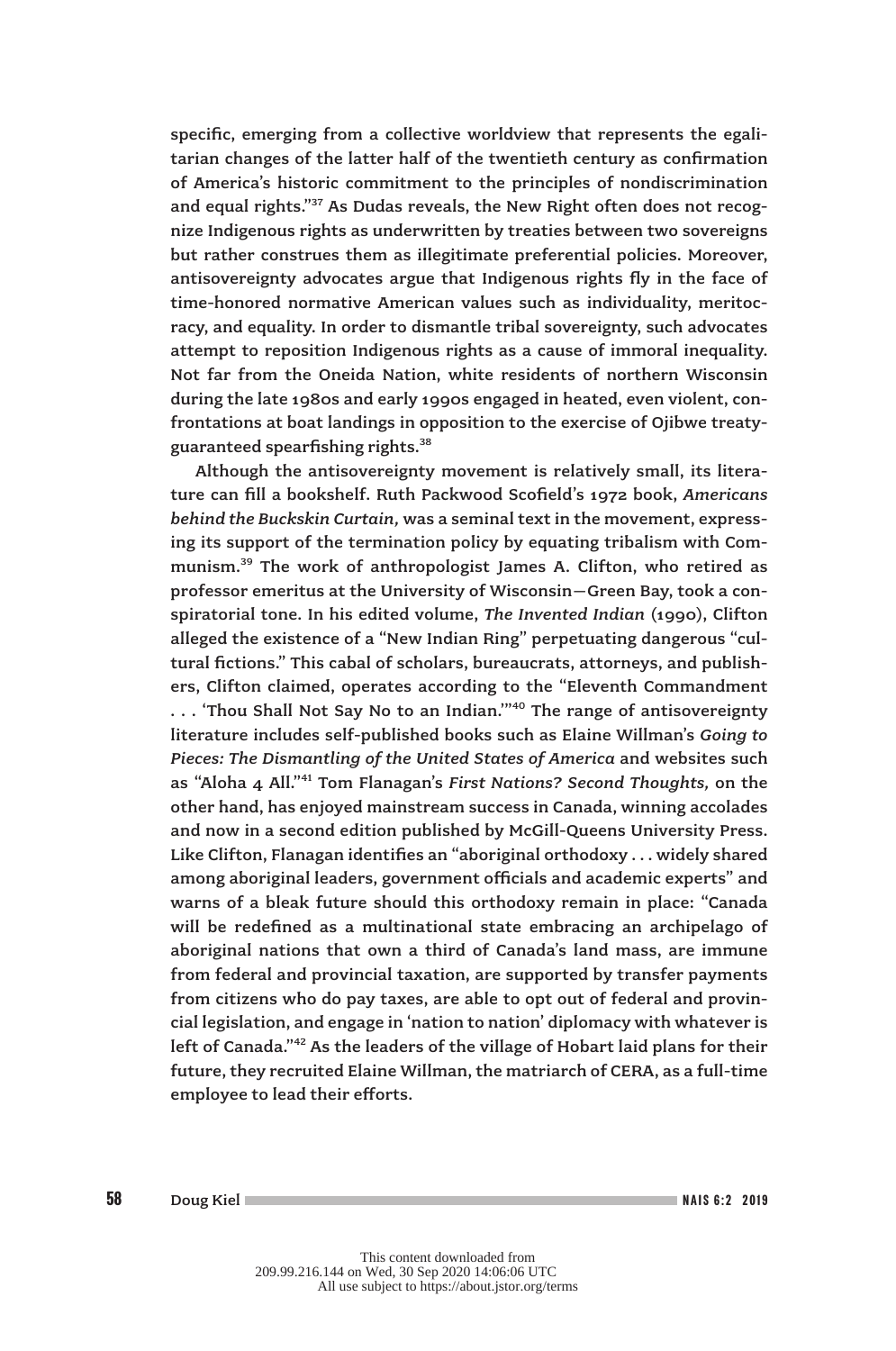specific, emerging from a collective worldview that represents the egalitarian changes of the latter half of the twentieth century as confirmation of America's historic commitment to the principles of nondiscrimination and equal rights."[37] As Dudas reveals, the New Right often does not recognize Indigenous rights as underwritten by treaties between two sovereigns but rather construes them as illegitimate preferential policies. Moreover, antisovereignty advocates argue that Indigenous rights fly in the face of time-honored normative American values such as individuality, meritocracy, and equality. In order to dismantle tribal sovereignty, such advocates attempt to reposition Indigenous rights as a cause of immoral inequality. Not far from the Oneida Nation, white residents of northern Wisconsin during the late 1980s and early 1990s engaged in heated, even violent, confrontations at boat landings in opposition to the exercise of Ojibwe treaty-guaranteed spearfishing rights.[38]

Although the antisovereignty movement is relatively small, its literature can fill a bookshelf. Ruth Packwood Scofield's 1972 book, *Americans behind the Buckskin Curtain,* was a seminal text in the movement, expressing its support of the termination policy by equating tribalism with Communism.[39] The work of anthropologist James A. Clifton, who retired as professor emeritus at the University of Wisconsin—Green Bay, took a conspiratorial tone. In his edited volume, *The Invented Indian* (1990), Clifton alleged the existence of a "New Indian Ring" perpetuating dangerous "cultural fictions." This cabal of scholars, bureaucrats, attorneys, and publishers, Clifton claimed, operates according to the "Eleventh Commandment . . . 'Thou Shall Not Say No to an Indian.'"[40] The range of antisovereignty literature includes self-published books such as Elaine Willman's *Going to Pieces: The Dismantling of the United States of America* and websites such as "Aloha 4 All."[41] Tom Flanagan's *First Nations? Second Thoughts,* on the other hand, has enjoyed mainstream success in Canada, winning accolades and now in a second edition published by McGill-Queens University Press. Like Clifton, Flanagan identifies an "aboriginal orthodoxy . . . widely shared among aboriginal leaders, government officials and academic experts" and warns of a bleak future should this orthodoxy remain in place: "Canada will be redefined as a multinational state embracing an archipelago of aboriginal nations that own a third of Canada's land mass, are immune from federal and provincial taxation, are supported by transfer payments from citizens who do pay taxes, are able to opt out of federal and provincial legislation, and engage in 'nation to nation' diplomacy with whatever is left of Canada."[42] As the leaders of the village of Hobart laid plans for their future, they recruited Elaine Willman, the matriarch of CERA, as a full-time employee to lead their efforts.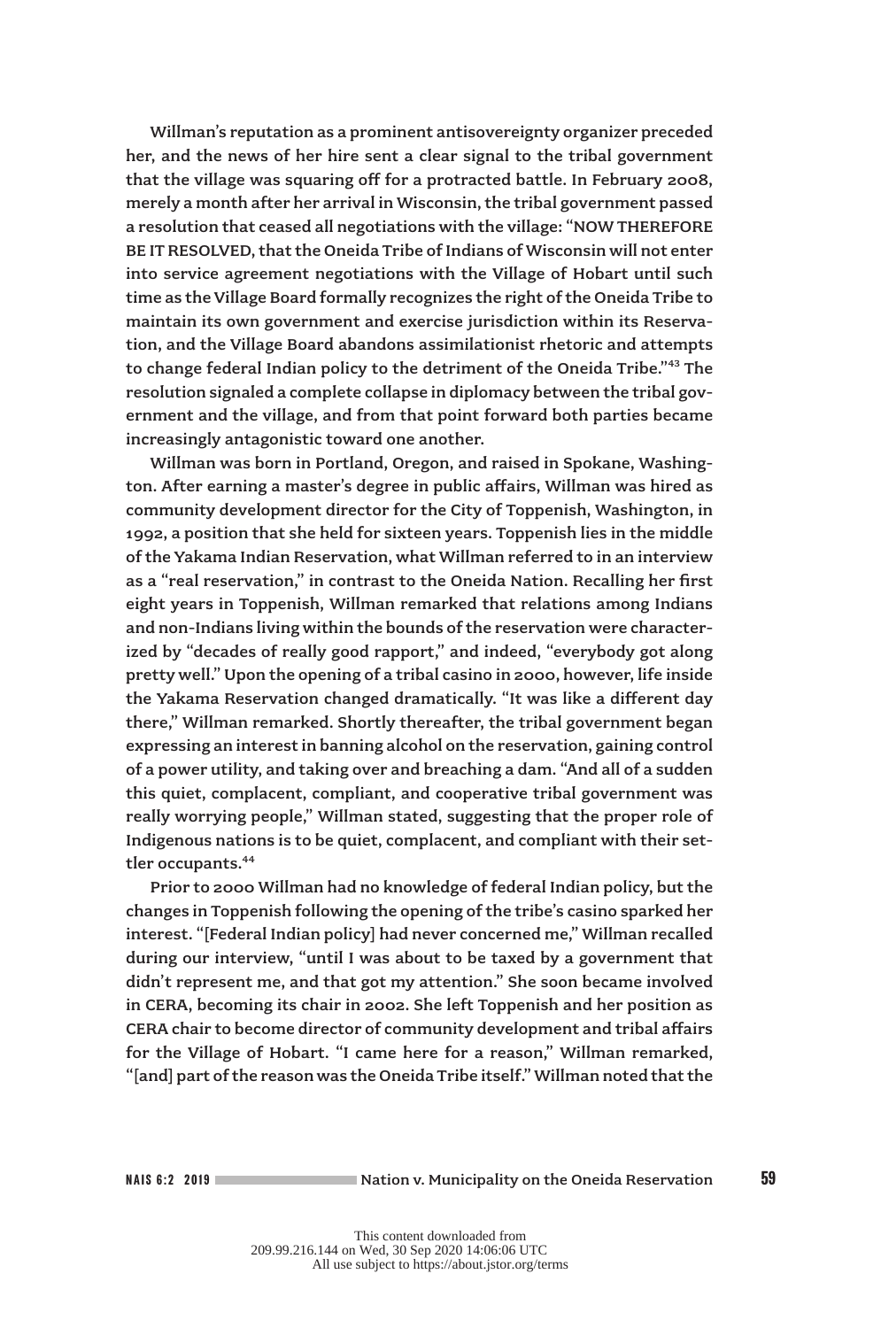Willman's reputation as a prominent antisovereignty organizer preceded her, and the news of her hire sent a clear signal to the tribal government that the village was squaring off for a protracted battle. In February 2008, merely a month after her arrival in Wisconsin, the tribal government passed a resolution that ceased all negotiations with the village: "NOW THEREFORE BE IT RESOLVED, that the Oneida Tribe of Indians of Wisconsin will not enter into service agreement negotiations with the Village of Hobart until such time as the Village Board formally recognizes the right of the Oneida Tribe to maintain its own government and exercise jurisdiction within its Reservation, and the Village Board abandons assimilationist rhetoric and attempts to change federal Indian policy to the detriment of the Oneida Tribe."[43] The resolution signaled a complete collapse in diplomacy between the tribal government and the village, and from that point forward both parties became increasingly antagonistic toward one another.

Willman was born in Portland, Oregon, and raised in Spokane, Washington. After earning a master's degree in public affairs, Willman was hired as community development director for the City of Toppenish, Washington, in 1992, a position that she held for sixteen years. Toppenish lies in the middle of the Yakama Indian Reservation, what Willman referred to in an interview as a "real reservation," in contrast to the Oneida Nation. Recalling her first eight years in Toppenish, Willman remarked that relations among Indians and non-Indians living within the bounds of the reservation were characterized by "decades of really good rapport," and indeed, "everybody got along pretty well." Upon the opening of a tribal casino in 2000, however, life inside the Yakama Reservation changed dramatically. "It was like a different day there," Willman remarked. Shortly thereafter, the tribal government began expressing an interest in banning alcohol on the reservation, gaining control of a power utility, and taking over and breaching a dam. "And all of a sudden this quiet, complacent, compliant, and cooperative tribal government was really worrying people," Willman stated, suggesting that the proper role of Indigenous nations is to be quiet, complacent, and compliant with their settler occupants.[44]

Prior to 2000 Willman had no knowledge of federal Indian policy, but the changes in Toppenish following the opening of the tribe's casino sparked her interest. "[Federal Indian policy] had never concerned me," Willman recalled during our interview, "until I was about to be taxed by a government that didn't represent me, and that got my attention." She soon became involved in CERA, becoming its chair in 2002. She left Toppenish and her position as CERA chair to become director of community development and tribal affairs for the Village of Hobart. "I came here for a reason," Willman remarked, "[and] part of the reason was the Oneida Tribe itself." Willman noted that the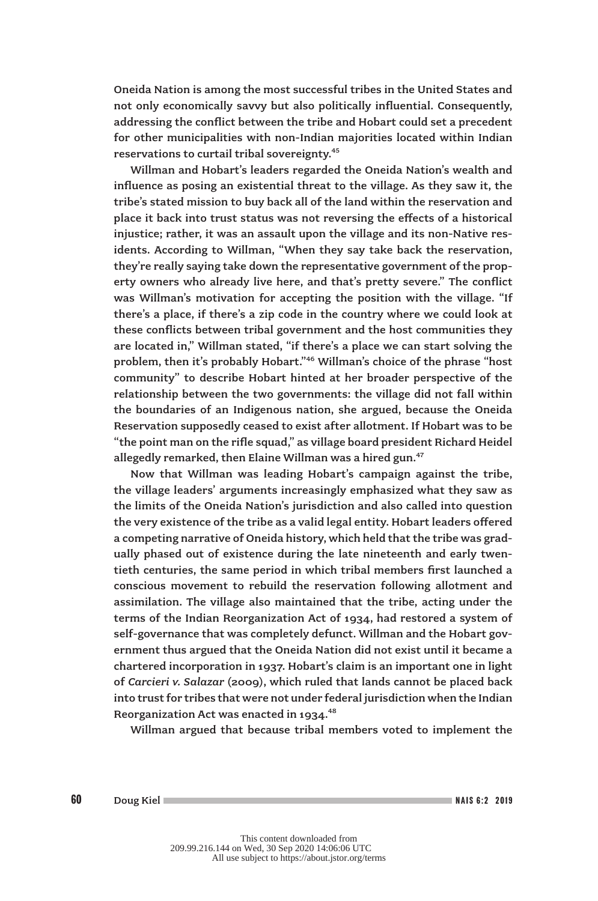Oneida Nation is among the most successful tribes in the United States and not only economically savvy but also politically influential. Consequently, addressing the conflict between the tribe and Hobart could set a precedent for other municipalities with non-Indian majorities located within Indian reservations to curtail tribal sovereignty.[45]

Willman and Hobart's leaders regarded the Oneida Nation's wealth and influence as posing an existential threat to the village. As they saw it, the tribe's stated mission to buy back all of the land within the reservation and place it back into trust status was not reversing the effects of a historical injustice; rather, it was an assault upon the village and its non-Native residents. According to Willman, "When they say take back the reservation, they're really saying take down the representative government of the property owners who already live here, and that's pretty severe." The conflict was Willman's motivation for accepting the position with the village. "If there's a place, if there's a zip code in the country where we could look at these conflicts between tribal government and the host communities they are located in," Willman stated, "if there's a place we can start solving the problem, then it's probably Hobart."[46] Willman's choice of the phrase "host community" to describe Hobart hinted at her broader perspective of the relationship between the two governments: the village did not fall within the boundaries of an Indigenous nation, she argued, because the Oneida Reservation supposedly ceased to exist after allotment. If Hobart was to be "the point man on the rifle squad," as village board president Richard Heidel allegedly remarked, then Elaine Willman was a hired gun.[47]

Now that Willman was leading Hobart's campaign against the tribe, the village leaders' arguments increasingly emphasized what they saw as the limits of the Oneida Nation's jurisdiction and also called into question the very existence of the tribe as a valid legal entity. Hobart leaders offered a competing narrative of Oneida history, which held that the tribe was gradually phased out of existence during the late nineteenth and early twentieth centuries, the same period in which tribal members first launched a conscious movement to rebuild the reservation following allotment and assimilation. The village also maintained that the tribe, acting under the terms of the Indian Reorganization Act of 1934, had restored a system of self-governance that was completely defunct. Willman and the Hobart government thus argued that the Oneida Nation did not exist until it became a chartered incorporation in 1937. Hobart's claim is an important one in light of *Carcieri v. Salazar* (2009), which ruled that lands cannot be placed back into trust for tribes that were not under federal jurisdiction when the Indian Reorganization Act was enacted in 1934.[48]

Willman argued that because tribal members voted to implement the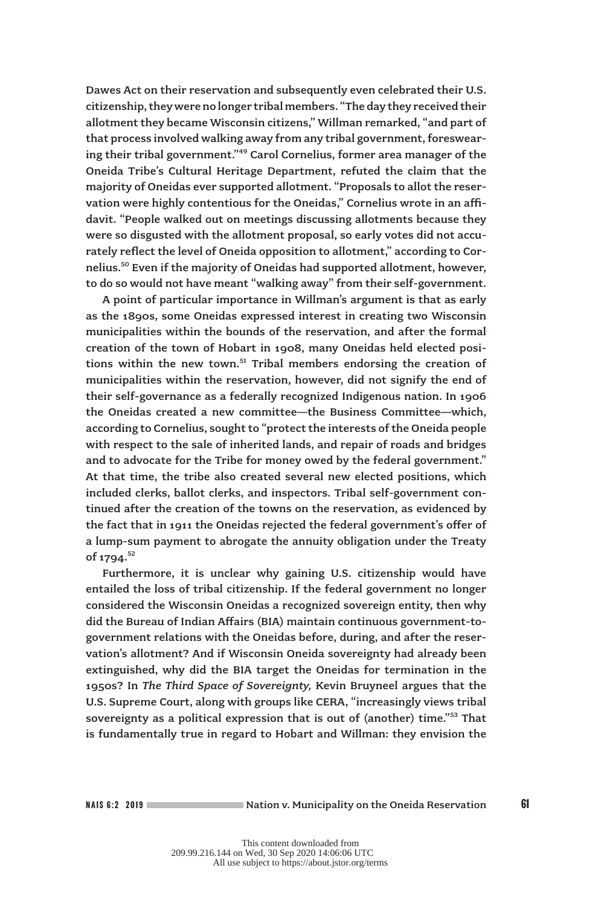Dawes Act on their reservation and subsequently even celebrated their U.S. citizenship, they were no longer tribal members. "The day they received their allotment they became Wisconsin citizens," Willman remarked, "and part of that process involved walking away from any tribal government, foreswearing their tribal government."[49] Carol Cornelius, former area manager of the Oneida Tribe's Cultural Heritage Department, refuted the claim that the majority of Oneidas ever supported allotment. "Proposals to allot the reservation were highly contentious for the Oneidas," Cornelius wrote in an affidavit. "People walked out on meetings discussing allotments because they were so disgusted with the allotment proposal, so early votes did not accurately reflect the level of Oneida opposition to allotment," according to Cornelius.[50] Even if the majority of Oneidas had supported allotment, however, to do so would not have meant "walking away" from their self-government.

A point of particular importance in Willman's argument is that as early as the 1890s, some Oneidas expressed interest in creating two Wisconsin municipalities within the bounds of the reservation, and after the formal creation of the town of Hobart in 1908, many Oneidas held elected positions within the new town.[51] Tribal members endorsing the creation of municipalities within the reservation, however, did not signify the end of their self-governance as a federally recognized Indigenous nation. In 1906 the Oneidas created a new committee—the Business Committee—which, according to Cornelius, sought to "protect the interests of the Oneida people with respect to the sale of inherited lands, and repair of roads and bridges and to advocate for the Tribe for money owed by the federal government." At that time, the tribe also created several new elected positions, which included clerks, ballot clerks, and inspectors. Tribal self-government continued after the creation of the towns on the reservation, as evidenced by the fact that in 1911 the Oneidas rejected the federal government's offer of a lump-sum payment to abrogate the annuity obligation under the Treaty of 1794.[52]

Furthermore, it is unclear why gaining U.S. citizenship would have entailed the loss of tribal citizenship. If the federal government no longer considered the Wisconsin Oneidas a recognized sovereign entity, then why did the Bureau of Indian Affairs (BIA) maintain continuous government-to-government relations with the Oneidas before, during, and after the reservation's allotment? And if Wisconsin Oneida sovereignty had already been extinguished, why did the BIA target the Oneidas for termination in the 1950s? In *The Third Space of Sovereignty,* Kevin Bruyneel argues that the U.S. Supreme Court, along with groups like CERA, "increasingly views tribal sovereignty as a political expression that is out of (another) time."[53] That is fundamentally true in regard to Hobart and Willman: they envision the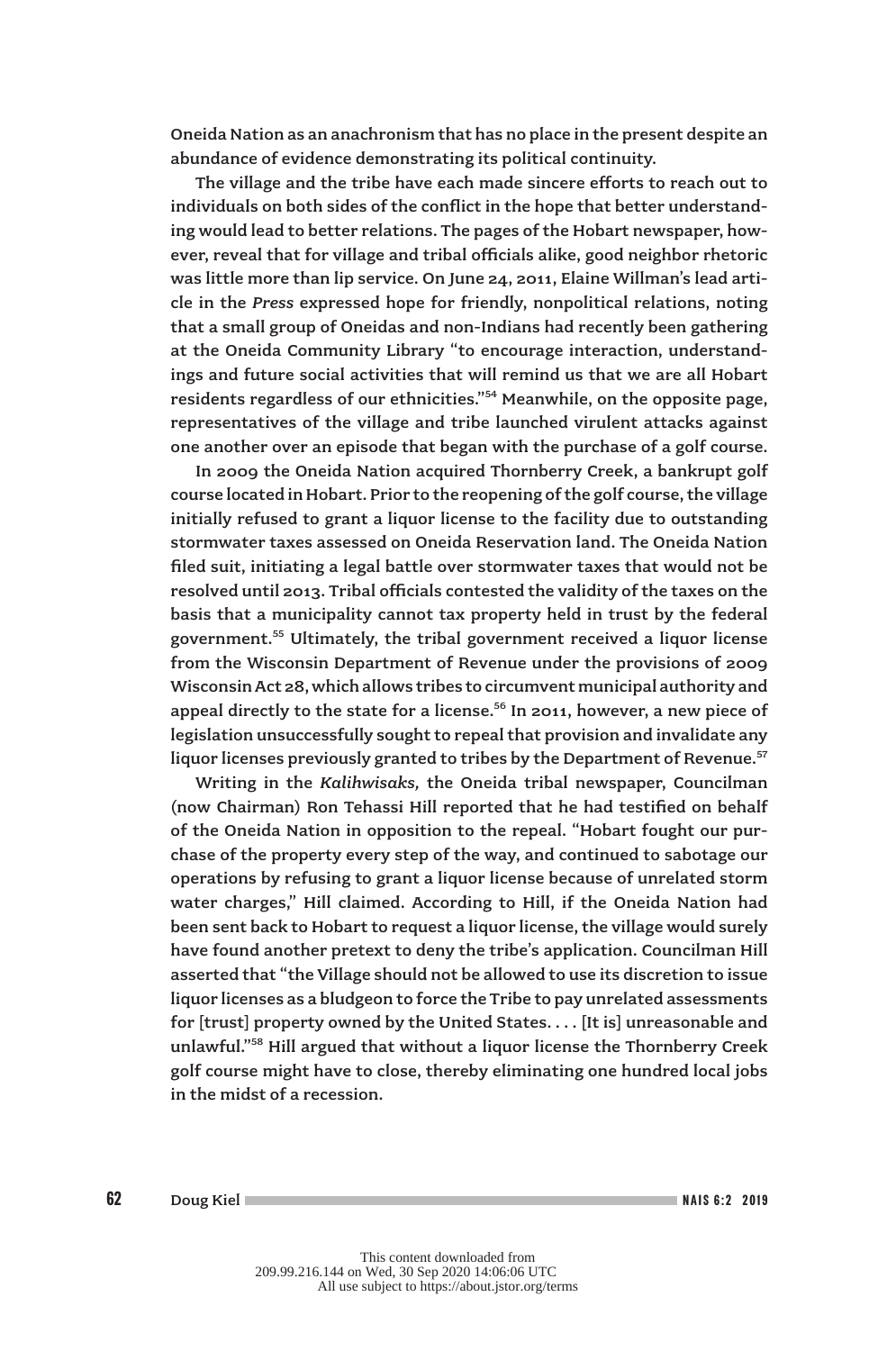Oneida Nation as an anachronism that has no place in the present despite an abundance of evidence demonstrating its political continuity.

The village and the tribe have each made sincere efforts to reach out to individuals on both sides of the conflict in the hope that better understanding would lead to better relations. The pages of the Hobart newspaper, however, reveal that for village and tribal officials alike, good neighbor rhetoric was little more than lip service. On June 24, 2011, Elaine Willman's lead article in the *Press* expressed hope for friendly, nonpolitical relations, noting that a small group of Oneidas and non-Indians had recently been gathering at the Oneida Community Library "to encourage interaction, understandings and future social activities that will remind us that we are all Hobart residents regardless of our ethnicities."[54] Meanwhile, on the opposite page, representatives of the village and tribe launched virulent attacks against one another over an episode that began with the purchase of a golf course.

In 2009 the Oneida Nation acquired Thornberry Creek, a bankrupt golf course located in Hobart. Prior to the reopening of the golf course, the village initially refused to grant a liquor license to the facility due to outstanding stormwater taxes assessed on Oneida Reservation land. The Oneida Nation filed suit, initiating a legal battle over stormwater taxes that would not be resolved until 2013. Tribal officials contested the validity of the taxes on the basis that a municipality cannot tax property held in trust by the federal government.[55] Ultimately, the tribal government received a liquor license from the Wisconsin Department of Revenue under the provisions of 2009 Wisconsin Act 28, which allows tribes to circumvent municipal authority and appeal directly to the state for a license.[56] In 2011, however, a new piece of legislation unsuccessfully sought to repeal that provision and invalidate any liquor licenses previously granted to tribes by the Department of Revenue.[57]

Writing in the *Kalihwisaks,* the Oneida tribal newspaper, Councilman (now Chairman) Ron Tehassi Hill reported that he had testified on behalf of the Oneida Nation in opposition to the repeal. "Hobart fought our purchase of the property every step of the way, and continued to sabotage our operations by refusing to grant a liquor license because of unrelated storm water charges," Hill claimed. According to Hill, if the Oneida Nation had been sent back to Hobart to request a liquor license, the village would surely have found another pretext to deny the tribe's application. Councilman Hill asserted that "the Village should not be allowed to use its discretion to issue liquor licenses as a bludgeon to force the Tribe to pay unrelated assessments for [trust] property owned by the United States. . . . [It is] unreasonable and unlawful."[58] Hill argued that without a liquor license the Thornberry Creek golf course might have to close, thereby eliminating one hundred local jobs in the midst of a recession.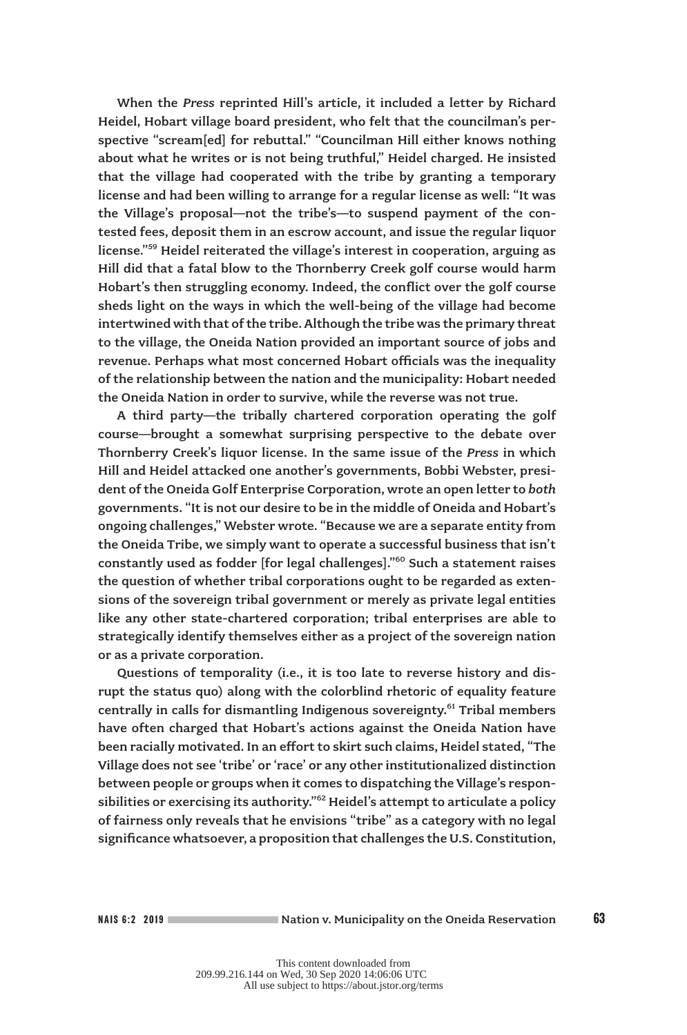When the *Press* reprinted Hill's article, it included a letter by Richard Heidel, Hobart village board president, who felt that the councilman's perspective "scream[ed] for rebuttal." "Councilman Hill either knows nothing about what he writes or is not being truthful," Heidel charged. He insisted that the village had cooperated with the tribe by granting a temporary license and had been willing to arrange for a regular license as well: "It was the Village's proposal—not the tribe's—to suspend payment of the contested fees, deposit them in an escrow account, and issue the regular liquor license."[59] Heidel reiterated the village's interest in cooperation, arguing as Hill did that a fatal blow to the Thornberry Creek golf course would harm Hobart's then struggling economy. Indeed, the conflict over the golf course sheds light on the ways in which the well-being of the village had become intertwined with that of the tribe. Although the tribe was the primary threat to the village, the Oneida Nation provided an important source of jobs and revenue. Perhaps what most concerned Hobart officials was the inequality of the relationship between the nation and the municipality: Hobart needed the Oneida Nation in order to survive, while the reverse was not true.

A third party—the tribally chartered corporation operating the golf course—brought a somewhat surprising perspective to the debate over Thornberry Creek's liquor license. In the same issue of the *Press* in which Hill and Heidel attacked one another's governments, Bobbi Webster, president of the Oneida Golf Enterprise Corporation, wrote an open letter to *both* governments. "It is not our desire to be in the middle of Oneida and Hobart's ongoing challenges," Webster wrote. "Because we are a separate entity from the Oneida Tribe, we simply want to operate a successful business that isn't constantly used as fodder [for legal challenges]."[60] Such a statement raises the question of whether tribal corporations ought to be regarded as extensions of the sovereign tribal government or merely as private legal entities like any other state-chartered corporation; tribal enterprises are able to strategically identify themselves either as a project of the sovereign nation or as a private corporation.

Questions of temporality (i.e., it is too late to reverse history and disrupt the status quo) along with the colorblind rhetoric of equality feature centrally in calls for dismantling Indigenous sovereignty.[61] Tribal members have often charged that Hobart's actions against the Oneida Nation have been racially motivated. In an effort to skirt such claims, Heidel stated, "The Village does not see 'tribe' or 'race' or any other institutionalized distinction between people or groups when it comes to dispatching the Village's responsibilities or exercising its authority."[62] Heidel's attempt to articulate a policy of fairness only reveals that he envisions "tribe" as a category with no legal significance whatsoever, a proposition that challenges the U.S. Constitution,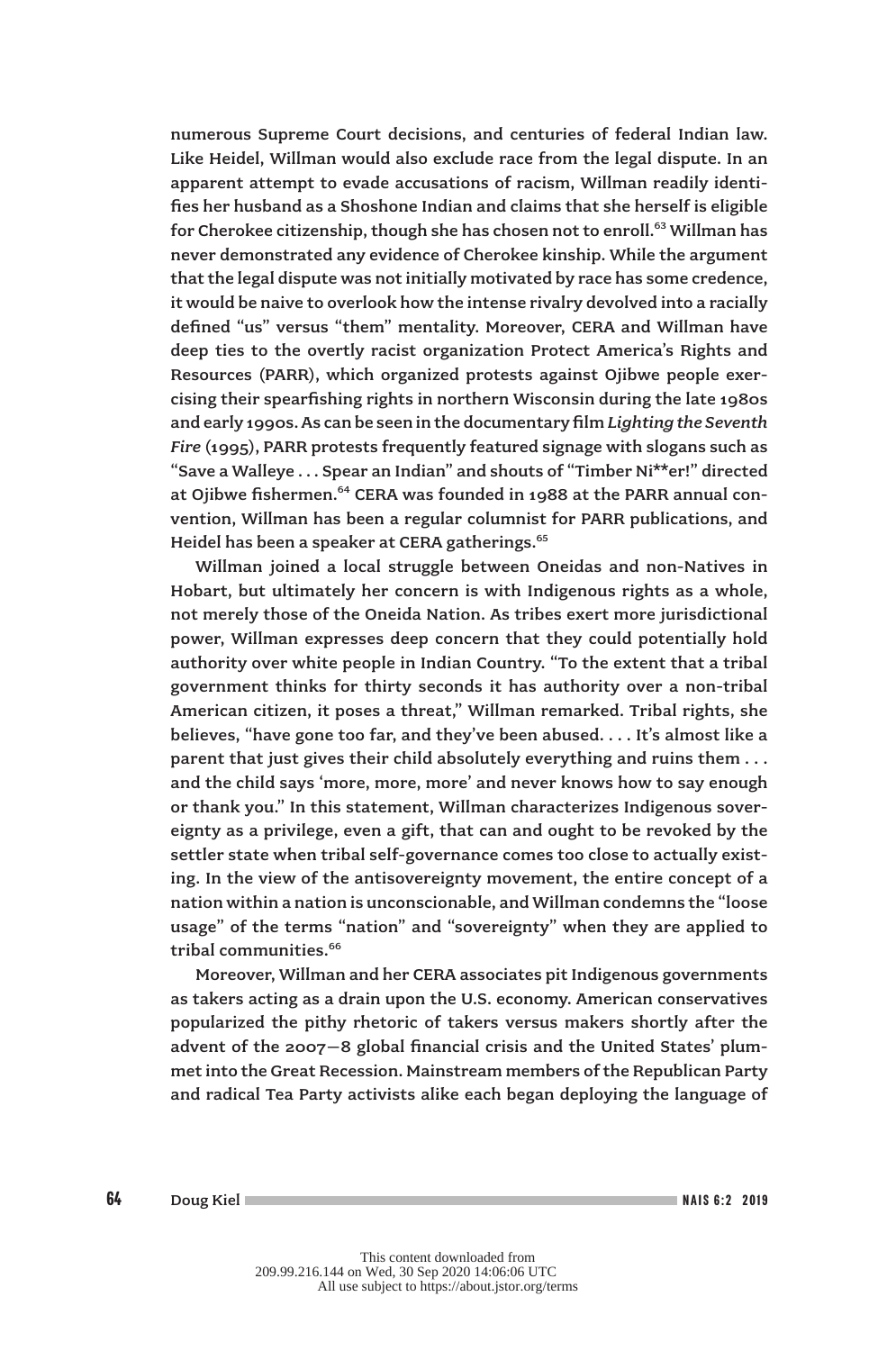numerous Supreme Court decisions, and centuries of federal Indian law. Like Heidel, Willman would also exclude race from the legal dispute. In an apparent attempt to evade accusations of racism, Willman readily identifies her husband as a Shoshone Indian and claims that she herself is eligible for Cherokee citizenship, though she has chosen not to enroll.[63] Willman has never demonstrated any evidence of Cherokee kinship. While the argument that the legal dispute was not initially motivated by race has some credence, it would be naive to overlook how the intense rivalry devolved into a racially defined "us" versus "them" mentality. Moreover, CERA and Willman have deep ties to the overtly racist organization Protect America's Rights and Resources (PARR), which organized protests against Ojibwe people exercising their spearfishing rights in northern Wisconsin during the late 1980s and early 1990s. As can be seen in the documentary film *Lighting the Seventh Fire* (1995), PARR protests frequently featured signage with slogans such as "Save a Walleye . . . Spear an Indian" and shouts of "Timber Ni**er!" directed at Ojibwe fishermen.[64] CERA was founded in 1988 at the PARR annual convention, Willman has been a regular columnist for PARR publications, and Heidel has been a speaker at CERA gatherings.[65]

Willman joined a local struggle between Oneidas and non-Natives in Hobart, but ultimately her concern is with Indigenous rights as a whole, not merely those of the Oneida Nation. As tribes exert more jurisdictional power, Willman expresses deep concern that they could potentially hold authority over white people in Indian Country. "To the extent that a tribal government thinks for thirty seconds it has authority over a non-tribal American citizen, it poses a threat," Willman remarked. Tribal rights, she believes, "have gone too far, and they've been abused. . . . It's almost like a parent that just gives their child absolutely everything and ruins them . . . and the child says 'more, more, more' and never knows how to say enough or thank you." In this statement, Willman characterizes Indigenous sovereignty as a privilege, even a gift, that can and ought to be revoked by the settler state when tribal self-governance comes too close to actually existing. In the view of the antisovereignty movement, the entire concept of a nation within a nation is unconscionable, and Willman condemns the "loose usage" of the terms "nation" and "sovereignty" when they are applied to tribal communities.[66]

Moreover, Willman and her CERA associates pit Indigenous governments as takers acting as a drain upon the U.S. economy. American conservatives popularized the pithy rhetoric of takers versus makers shortly after the advent of the 2007–8 global financial crisis and the United States' plummet into the Great Recession. Mainstream members of the Republican Party and radical Tea Party activists alike each began deploying the language of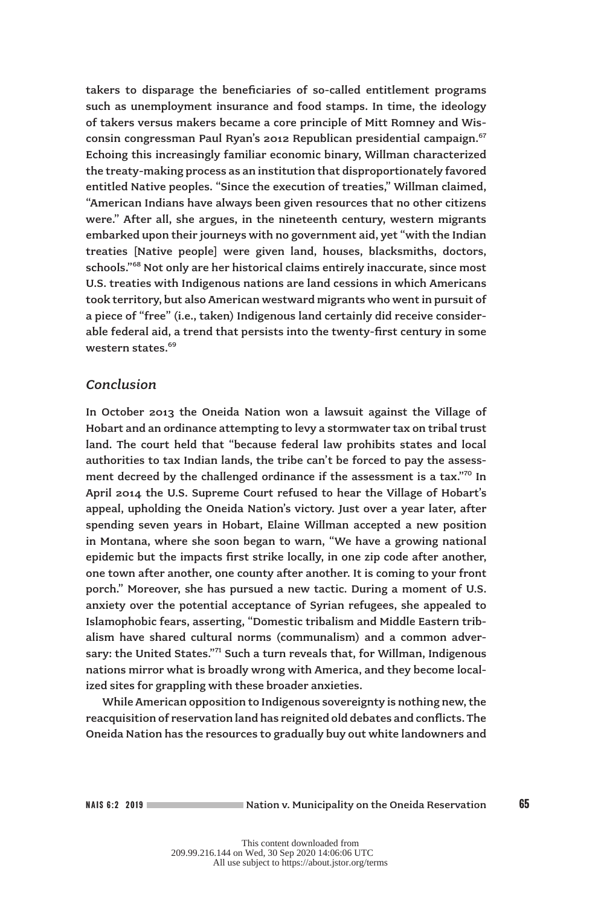takers to disparage the beneficiaries of so-called entitlement programs such as unemployment insurance and food stamps. In time, the ideology of takers versus makers became a core principle of Mitt Romney and Wisconsin congressman Paul Ryan's 2012 Republican presidential campaign.[67] Echoing this increasingly familiar economic binary, Willman characterized the treaty-making process as an institution that disproportionately favored entitled Native peoples. "Since the execution of treaties," Willman claimed, "American Indians have always been given resources that no other citizens were." After all, she argues, in the nineteenth century, western migrants embarked upon their journeys with no government aid, yet "with the Indian treaties [Native people] were given land, houses, blacksmiths, doctors, schools."[68] Not only are her historical claims entirely inaccurate, since most U.S. treaties with Indigenous nations are land cessions in which Americans took territory, but also American westward migrants who went in pursuit of a piece of "free" (i.e., taken) Indigenous land certainly did receive considerable federal aid, a trend that persists into the twenty-first century in some western states.[69]

## *Conclusion*

In October 2013 the Oneida Nation won a lawsuit against the Village of Hobart and an ordinance attempting to levy a stormwater tax on tribal trust land. The court held that "because federal law prohibits states and local authorities to tax Indian lands, the tribe can't be forced to pay the assessment decreed by the challenged ordinance if the assessment is a tax."[70] In April 2014 the U.S. Supreme Court refused to hear the Village of Hobart's appeal, upholding the Oneida Nation's victory. Just over a year later, after spending seven years in Hobart, Elaine Willman accepted a new position in Montana, where she soon began to warn, "We have a growing national epidemic but the impacts first strike locally, in one zip code after another, one town after another, one county after another. It is coming to your front porch." Moreover, she has pursued a new tactic. During a moment of U.S. anxiety over the potential acceptance of Syrian refugees, she appealed to Islamophobic fears, asserting, "Domestic tribalism and Middle Eastern tribalism have shared cultural norms (communalism) and a common adversary: the United States."[71] Such a turn reveals that, for Willman, Indigenous nations mirror what is broadly wrong with America, and they become localized sites for grappling with these broader anxieties.

While American opposition to Indigenous sovereignty is nothing new, the reacquisition of reservation land has reignited old debates and conflicts. The Oneida Nation has the resources to gradually buy out white landowners and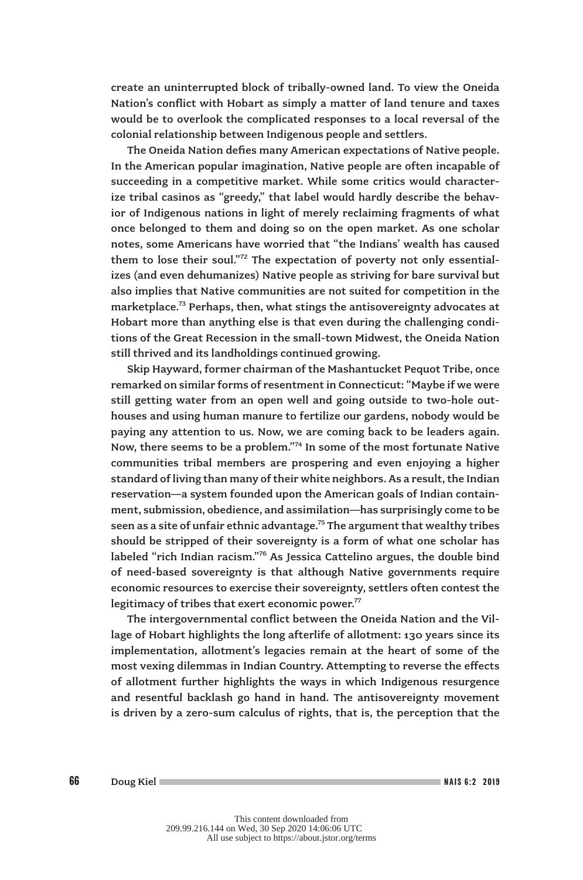create an uninterrupted block of tribally-owned land. To view the Oneida Nation's conflict with Hobart as simply a matter of land tenure and taxes would be to overlook the complicated responses to a local reversal of the colonial relationship between Indigenous people and settlers.

The Oneida Nation defies many American expectations of Native people. In the American popular imagination, Native people are often incapable of succeeding in a competitive market. While some critics would characterize tribal casinos as "greedy," that label would hardly describe the behavior of Indigenous nations in light of merely reclaiming fragments of what once belonged to them and doing so on the open market. As one scholar notes, some Americans have worried that "the Indians' wealth has caused them to lose their soul."[72] The expectation of poverty not only essentializes (and even dehumanizes) Native people as striving for bare survival but also implies that Native communities are not suited for competition in the marketplace.[73] Perhaps, then, what stings the antisovereignty advocates at Hobart more than anything else is that even during the challenging conditions of the Great Recession in the small-town Midwest, the Oneida Nation still thrived and its landholdings continued growing.

Skip Hayward, former chairman of the Mashantucket Pequot Tribe, once remarked on similar forms of resentment in Connecticut: "Maybe if we were still getting water from an open well and going outside to two-hole outhouses and using human manure to fertilize our gardens, nobody would be paying any attention to us. Now, we are coming back to be leaders again. Now, there seems to be a problem."[74] In some of the most fortunate Native communities tribal members are prospering and even enjoying a higher standard of living than many of their white neighbors. As a result, the Indian reservation—a system founded upon the American goals of Indian containment, submission, obedience, and assimilation—has surprisingly come to be seen as a site of unfair ethnic advantage.[75] The argument that wealthy tribes should be stripped of their sovereignty is a form of what one scholar has labeled "rich Indian racism."[76] As Jessica Cattelino argues, the double bind of need-based sovereignty is that although Native governments require economic resources to exercise their sovereignty, settlers often contest the legitimacy of tribes that exert economic power.[77]

The intergovernmental conflict between the Oneida Nation and the Village of Hobart highlights the long afterlife of allotment: 130 years since its implementation, allotment's legacies remain at the heart of some of the most vexing dilemmas in Indian Country. Attempting to reverse the effects of allotment further highlights the ways in which Indigenous resurgence and resentful backlash go hand in hand. The antisovereignty movement is driven by a zero-sum calculus of rights, that is, the perception that the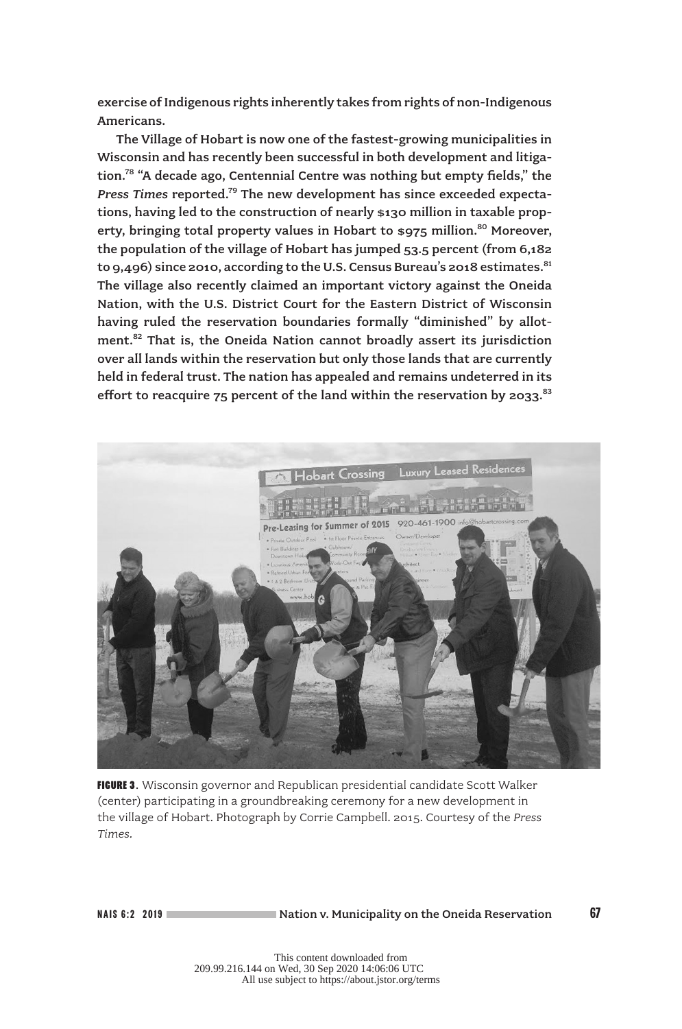exercise of Indigenous rights inherently takes from rights of non-Indigenous Americans.

The Village of Hobart is now one of the fastest-growing municipalities in Wisconsin and has recently been successful in both development and litigation.[78] "A decade ago, Centennial Centre was nothing but empty fields," the *Press Times* reported.[79] The new development has since exceeded expectations, having led to the construction of nearly $130 million in taxable property, bringing total property values in Hobart to $975 million.[80] Moreover, the population of the village of Hobart has jumped 53.5 percent (from 6,182 to 9,496) since 2010, according to the U.S. Census Bureau's 2018 estimates.[81] The village also recently claimed an important victory against the Oneida Nation, with the U.S. District Court for the Eastern District of Wisconsin having ruled the reservation boundaries formally "diminished" by allotment.[82] That is, the Oneida Nation cannot broadly assert its jurisdiction over all lands within the reservation but only those lands that are currently held in federal trust. The nation has appealed and remains undeterred in its effort to reacquire 75 percent of the land within the reservation by 2033.[83]

**FIGURE 3**. Wisconsin governor and Republican presidential candidate Scott Walker (center) participating in a groundbreaking ceremony for a new development in the village of Hobart. Photograph by Corrie Campbell. 2015. Courtesy of the *Press Times.*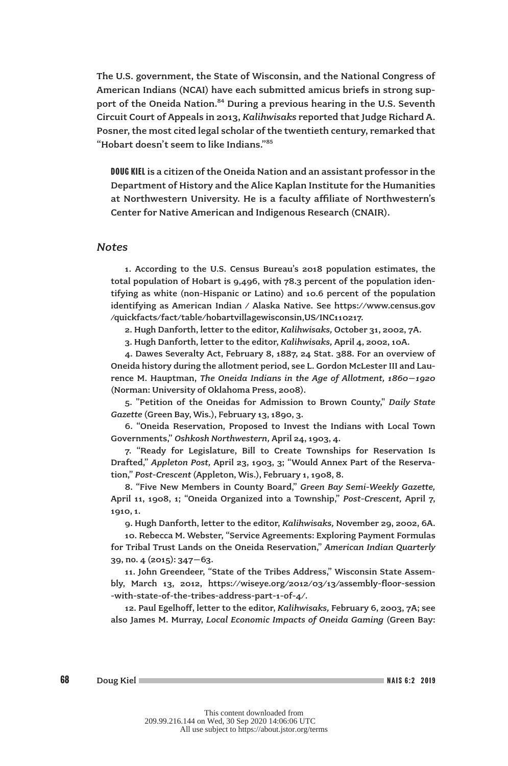The U.S. government, the State of Wisconsin, and the National Congress of American Indians (NCAI) have each submitted amicus briefs in strong support of the Oneida Nation.[84] During a previous hearing in the U.S. Seventh Circuit Court of Appeals in 2013, *Kalihwisaks* reported that Judge Richard A. Posner, the most cited legal scholar of the twentieth century, remarked that "Hobart doesn't seem to like Indians."[85]

**DOUG KIEL** is a citizen of the Oneida Nation and an assistant professor in the Department of History and the Alice Kaplan Institute for the Humanities at Northwestern University. He is a faculty affiliate of Northwestern's Center for Native American and Indigenous Research (CNAIR).

## *Notes*

1. According to the U.S. Census Bureau's 2018 population estimates, the total population of Hobart is 9,496, with 78.3 percent of the population identifying as white (non-Hispanic or Latino) and 10.6 percent of the population identifying as American Indian / Alaska Native. See https://www.census.gov/quickfacts/fact/table/hobartvillagewisconsin,US/INC110217.

2. Hugh Danforth, letter to the editor, *Kalihwisaks,* October 31, 2002, 7A.

3. Hugh Danforth, letter to the editor, *Kalihwisaks,* April 4, 2002, 10A.

4. Dawes Severalty Act, February 8, 1887, 24 Stat. 388. For an overview of Oneida history during the allotment period, see L. Gordon McLester III and Laurence M. Hauptman, *The Oneida Indians in the Age of Allotment, 1860–1920* (Norman: University of Oklahoma Press, 2008).

5. "Petition of the Oneidas for Admission to Brown County," *Daily State Gazette* (Green Bay, Wis.), February 13, 1890, 3.

6. "Oneida Reservation, Proposed to Invest the Indians with Local Town Governments," *Oshkosh Northwestern,* April 24, 1903, 4.

7. "Ready for Legislature, Bill to Create Townships for Reservation Is Drafted," *Appleton Post,* April 23, 1903, 3; "Would Annex Part of the Reservation," *Post-Crescent* (Appleton, Wis.), February 1, 1908, 8.

8. "Five New Members in County Board," *Green Bay Semi-Weekly Gazette,* April 11, 1908, 1; "Oneida Organized into a Township," *Post-Crescent,* April 7, 1910, 1.

9. Hugh Danforth, letter to the editor, *Kalihwisaks,* November 29, 2002, 6A.

10. Rebecca M. Webster, "Service Agreements: Exploring Payment Formulas for Tribal Trust Lands on the Oneida Reservation," *American Indian Quarterly* 39, no. 4 (2015): 347–63.

11. John Greendeer, "State of the Tribes Address," Wisconsin State Assembly, March 13, 2012, https://wiseye.org/2012/03/13/assembly-floor-session-with-state-of-the-tribes-address-part-1-of-4/.

12. Paul Egelhoff, letter to the editor, *Kalihwisaks,* February 6, 2003, 7A; see also James M. Murray, *Local Economic Impacts of Oneida Gaming* (Green Bay: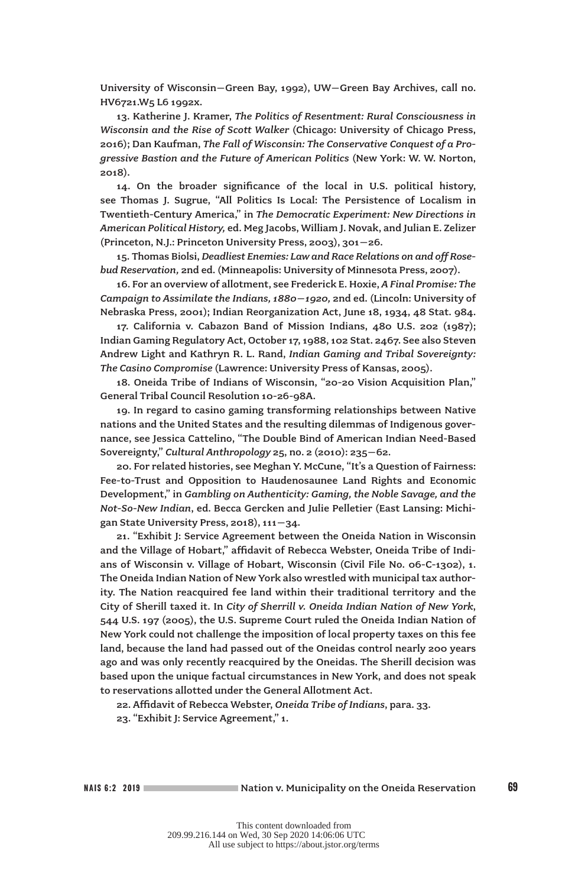University of Wisconsin—Green Bay, 1992), UW—Green Bay Archives, call no. HV6721.W5 L6 1992x.

13. Katherine J. Kramer, *The Politics of Resentment: Rural Consciousness in Wisconsin and the Rise of Scott Walker* (Chicago: University of Chicago Press, 2016); Dan Kaufman, *The Fall of Wisconsin: The Conservative Conquest of a Progressive Bastion and the Future of American Politics* (New York: W. W. Norton, 2018).

14. On the broader significance of the local in U.S. political history, see Thomas J. Sugrue, "All Politics Is Local: The Persistence of Localism in Twentieth-Century America," in *The Democratic Experiment: New Directions in American Political History,* ed. Meg Jacobs, William J. Novak, and Julian E. Zelizer (Princeton, N.J.: Princeton University Press, 2003), 301—26.

15. Thomas Biolsi, *Deadliest Enemies: Law and Race Relations on and off Rosebud Reservation,* 2nd ed. (Minneapolis: University of Minnesota Press, 2007).

16. For an overview of allotment, see Frederick E. Hoxie, *A Final Promise: The Campaign to Assimilate the Indians, 1880—1920,* 2nd ed. (Lincoln: University of Nebraska Press, 2001); Indian Reorganization Act, June 18, 1934, 48 Stat. 984.

17. California v. Cabazon Band of Mission Indians, 480 U.S. 202 (1987); Indian Gaming Regulatory Act, October 17, 1988, 102 Stat. 2467. See also Steven Andrew Light and Kathryn R. L. Rand, *Indian Gaming and Tribal Sovereignty: The Casino Compromise* (Lawrence: University Press of Kansas, 2005).

18. Oneida Tribe of Indians of Wisconsin, "20-20 Vision Acquisition Plan," General Tribal Council Resolution 10-26-98A.

19. In regard to casino gaming transforming relationships between Native nations and the United States and the resulting dilemmas of Indigenous governance, see Jessica Cattelino, "The Double Bind of American Indian Need-Based Sovereignty," *Cultural Anthropology* 25, no. 2 (2010): 235—62.

20. For related histories, see Meghan Y. McCune, "It's a Question of Fairness: Fee-to-Trust and Opposition to Haudenosaunee Land Rights and Economic Development," in *Gambling on Authenticity: Gaming, the Noble Savage, and the Not-So-New Indian*, ed. Becca Gercken and Julie Pelletier (East Lansing: Michigan State University Press, 2018), 111—34.

21. "Exhibit J: Service Agreement between the Oneida Nation in Wisconsin and the Village of Hobart," affidavit of Rebecca Webster, Oneida Tribe of Indians of Wisconsin v. Village of Hobart, Wisconsin (Civil File No. 06-C-1302), 1. The Oneida Indian Nation of New York also wrestled with municipal tax authority. The Nation reacquired fee land within their traditional territory and the City of Sherill taxed it. In *City of Sherrill v. Oneida Indian Nation of New York*, 544 U.S. 197 (2005), the U.S. Supreme Court ruled the Oneida Indian Nation of New York could not challenge the imposition of local property taxes on this fee land, because the land had passed out of the Oneidas control nearly 200 years ago and was only recently reacquired by the Oneidas. The Sherill decision was based upon the unique factual circumstances in New York, and does not speak to reservations allotted under the General Allotment Act.

22. Affidavit of Rebecca Webster, *Oneida Tribe of Indians*, para. 33.

23. "Exhibit J: Service Agreement," 1.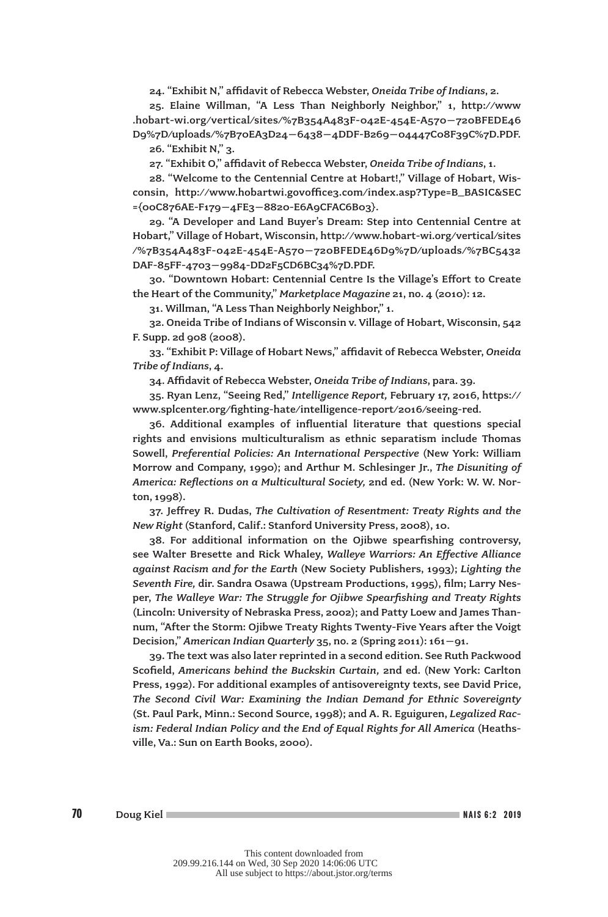24. “Exhibit N,” affidavit of Rebecca Webster, *Oneida Tribe of Indians*, 2.

25. Elaine Willman, “A Less Than Neighborly Neighbor,” 1, http://www.hobart-wi.org/vertical/sites/%7B354A483F-042E-454E-A570—720BFEDE46D9%7D/uploads/%7B70EA3D24—6438—4DDF-B269—04447C08F39C%7D.PDF.

26. “Exhibit N,” 3.

27. “Exhibit O,” affidavit of Rebecca Webster, *Oneida Tribe of Indians*, 1.

28. “Welcome to the Centennial Centre at Hobart!,” Village of Hobart, Wisconsin, http://www.hobartwi.govoffice3.com/index.asp?Type=B_BASIC&SEC={00C876AE-F179—4FE3—8820-E6A9CFAC6B03}.

29. “A Developer and Land Buyer’s Dream: Step into Centennial Centre at Hobart,” Village of Hobart, Wisconsin, http://www.hobart-wi.org/vertical/sites/%7B354A483F-042E-454E-A570—720BFEDE46D9%7D/uploads/%7BC5432DAF-85FF-4703—9984-DD2F5CD6BC34%7D.PDF.

30. “Downtown Hobart: Centennial Centre Is the Village’s Effort to Create the Heart of the Community,” *Marketplace Magazine* 21, no. 4 (2010): 12.

31. Willman, “A Less Than Neighborly Neighbor,” 1.

32. Oneida Tribe of Indians of Wisconsin v. Village of Hobart, Wisconsin, 542 F. Supp. 2d 908 (2008).

33. “Exhibit P: Village of Hobart News,” affidavit of Rebecca Webster, *Oneida Tribe of Indians*, 4.

34. Affidavit of Rebecca Webster, *Oneida Tribe of Indians*, para. 39.

35. Ryan Lenz, “Seeing Red,” *Intelligence Report,* February 17, 2016, https://www.splcenter.org/fighting-hate/intelligence-report/2016/seeing-red.

36. Additional examples of influential literature that questions special rights and envisions multiculturalism as ethnic separatism include Thomas Sowell, *Preferential Policies: An International Perspective* (New York: William Morrow and Company, 1990); and Arthur M. Schlesinger Jr., *The Disuniting of America: Reflections on a Multicultural Society,* 2nd ed. (New York: W. W. Norton, 1998).

37. Jeffrey R. Dudas, *The Cultivation of Resentment: Treaty Rights and the New Right* (Stanford, Calif.: Stanford University Press, 2008), 10.

38. For additional information on the Ojibwe spearfishing controversy, see Walter Bresette and Rick Whaley, *Walleye Warriors: An Effective Alliance against Racism and for the Earth* (New Society Publishers, 1993); *Lighting the Seventh Fire,* dir. Sandra Osawa (Upstream Productions, 1995), film; Larry Nesper, *The Walleye War: The Struggle for Ojibwe Spearfishing and Treaty Rights* (Lincoln: University of Nebraska Press, 2002); and Patty Loew and James Thannum, “After the Storm: Ojibwe Treaty Rights Twenty-Five Years after the Voigt Decision,” *American Indian Quarterly* 35, no. 2 (Spring 2011): 161—91.

39. The text was also later reprinted in a second edition. See Ruth Packwood Scofield, *Americans behind the Buckskin Curtain,* 2nd ed. (New York: Carlton Press, 1992). For additional examples of antisovereignty texts, see David Price, *The Second Civil War: Examining the Indian Demand for Ethnic Sovereignty* (St. Paul Park, Minn.: Second Source, 1998); and A. R. Eguiguren, *Legalized Racism: Federal Indian Policy and the End of Equal Rights for All America* (Heathsville, Va.: Sun on Earth Books, 2000).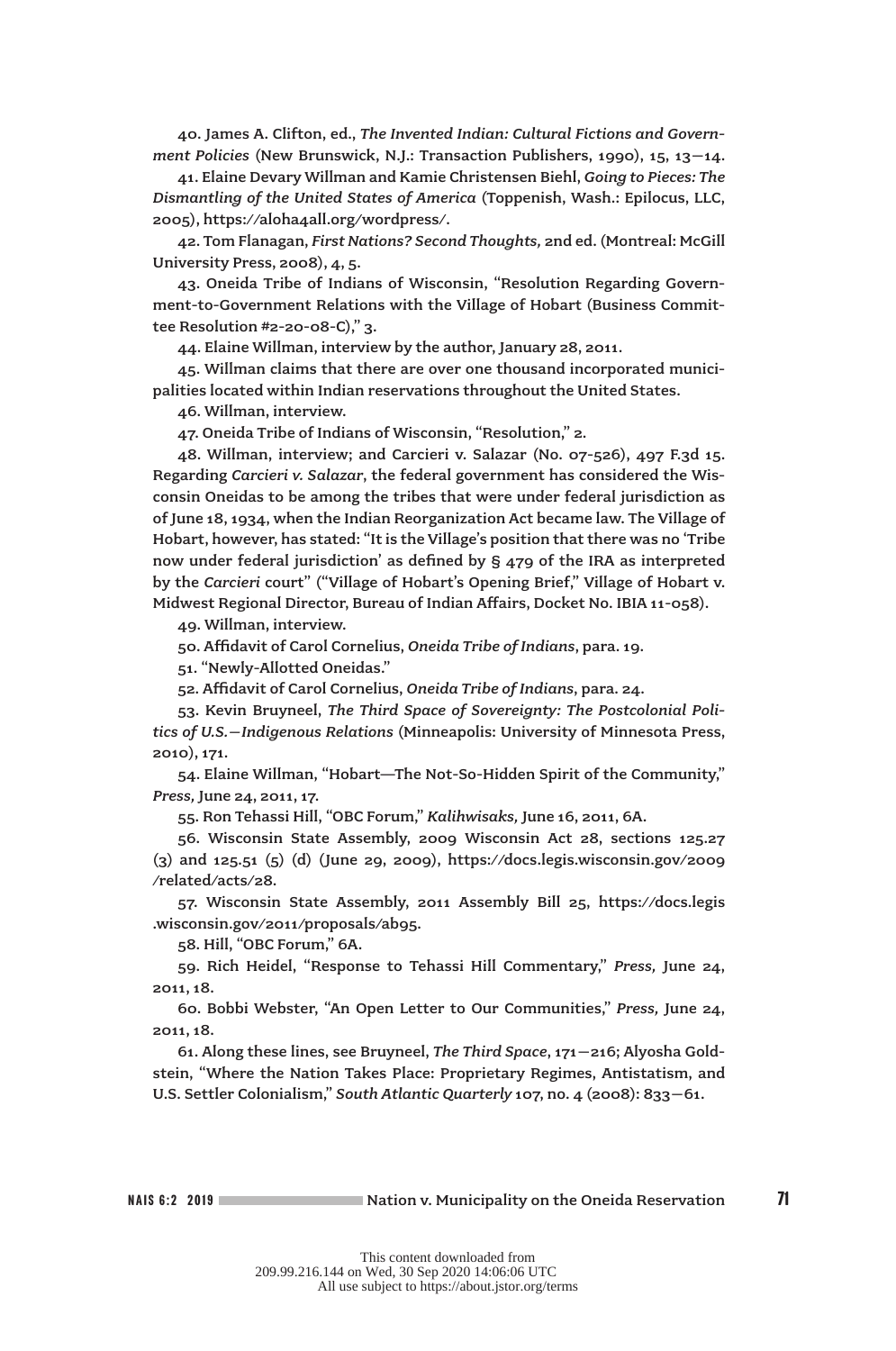40. James A. Clifton, ed., *The Invented Indian: Cultural Fictions and Government Policies* (New Brunswick, N.J.: Transaction Publishers, 1990), 15, 13–14.

41. Elaine Devary Willman and Kamie Christensen Biehl, *Going to Pieces: The Dismantling of the United States of America* (Toppenish, Wash.: Epilocus, LLC, 2005), https://aloha4all.org/wordpress/.

42. Tom Flanagan, *First Nations? Second Thoughts,* 2nd ed. (Montreal: McGill University Press, 2008), 4, 5.

43. Oneida Tribe of Indians of Wisconsin, "Resolution Regarding Government-to-Government Relations with the Village of Hobart (Business Committee Resolution #2-20-08-C)," 3.

44. Elaine Willman, interview by the author, January 28, 2011.

45. Willman claims that there are over one thousand incorporated municipalities located within Indian reservations throughout the United States.

46. Willman, interview.

47. Oneida Tribe of Indians of Wisconsin, "Resolution," 2.

48. Willman, interview; and Carcieri v. Salazar (No. 07-526), 497 F.3d 15. Regarding *Carcieri v. Salazar*, the federal government has considered the Wisconsin Oneidas to be among the tribes that were under federal jurisdiction as of June 18, 1934, when the Indian Reorganization Act became law. The Village of Hobart, however, has stated: "It is the Village's position that there was no 'Tribe now under federal jurisdiction' as defined by § 479 of the IRA as interpreted by the *Carcieri* court" ("Village of Hobart's Opening Brief," Village of Hobart v. Midwest Regional Director, Bureau of Indian Affairs, Docket No. IBIA 11-058).

49. Willman, interview.

50. Affidavit of Carol Cornelius, *Oneida Tribe of Indians*, para. 19.

51. "Newly-Allotted Oneidas."

52. Affidavit of Carol Cornelius, *Oneida Tribe of Indians*, para. 24.

53. Kevin Bruyneel, *The Third Space of Sovereignty: The Postcolonial Politics of U.S.–Indigenous Relations* (Minneapolis: University of Minnesota Press, 2010), 171.

54. Elaine Willman, "Hobart—The Not-So-Hidden Spirit of the Community," *Press,* June 24, 2011, 17.

55. Ron Tehassi Hill, "OBC Forum," *Kalihwisaks,* June 16, 2011, 6A.

56. Wisconsin State Assembly, 2009 Wisconsin Act 28, sections 125.27 (3) and 125.51 (5) (d) (June 29, 2009), https://docs.legis.wisconsin.gov/2009/related/acts/28.

57. Wisconsin State Assembly, 2011 Assembly Bill 25, https://docs.legis.wisconsin.gov/2011/proposals/ab95.

58. Hill, "OBC Forum," 6A.

59. Rich Heidel, "Response to Tehassi Hill Commentary," *Press,* June 24, 2011, 18.

60. Bobbi Webster, "An Open Letter to Our Communities," *Press,* June 24, 2011, 18.

61. Along these lines, see Bruyneel, *The Third Space*, 171–216; Alyosha Goldstein, "Where the Nation Takes Place: Proprietary Regimes, Antistatism, and U.S. Settler Colonialism," *South Atlantic Quarterly* 107, no. 4 (2008): 833–61.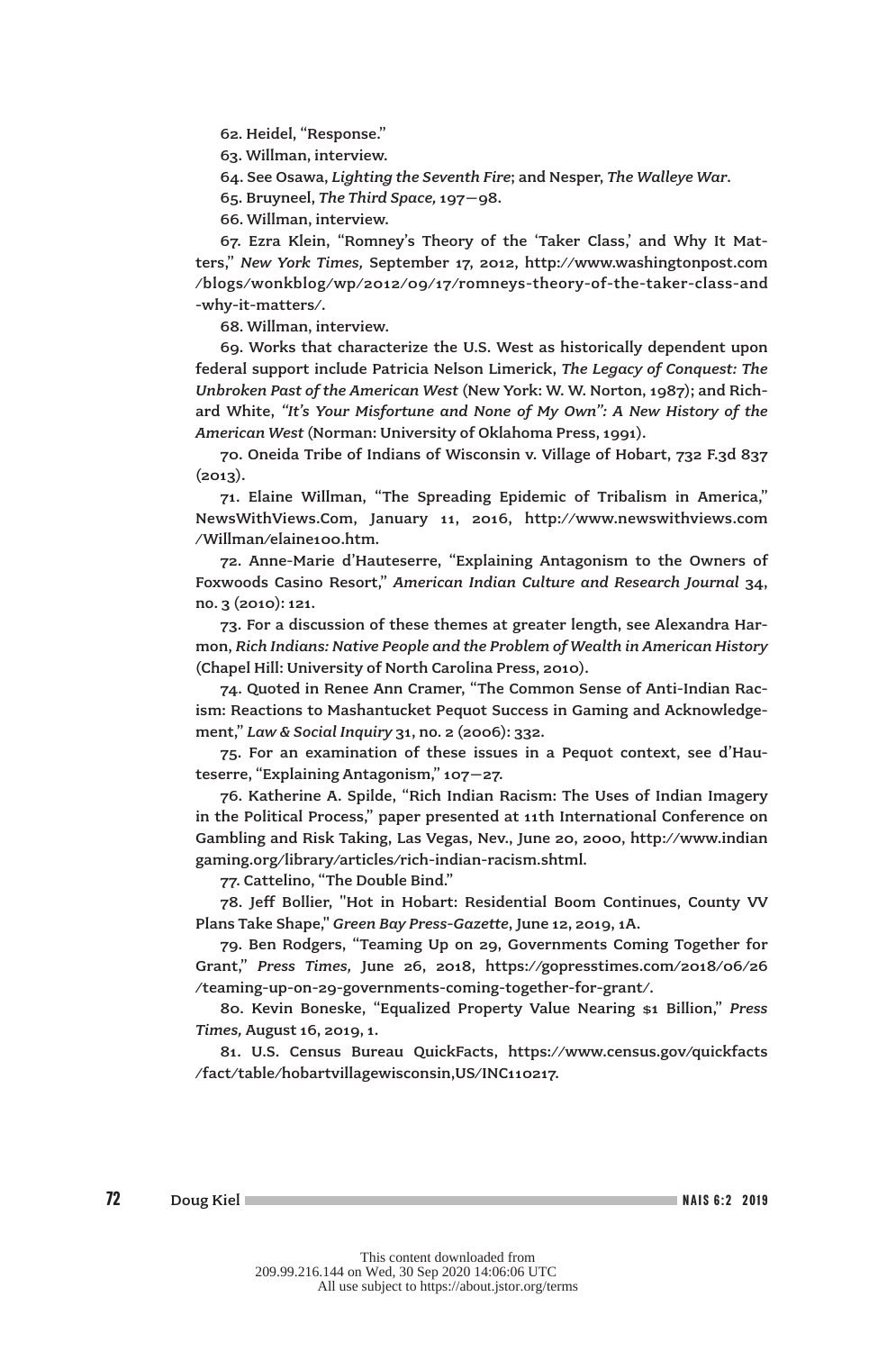62. Heidel, "Response."

63. Willman, interview.

64. See Osawa, *Lighting the Seventh Fire*; and Nesper, *The Walleye War*.

65. Bruyneel, *The Third Space,* 197–98.

66. Willman, interview.

67. Ezra Klein, "Romney's Theory of the 'Taker Class,' and Why It Matters," *New York Times,* September 17, 2012, http://www.washingtonpost.com/blogs/wonkblog/wp/2012/09/17/romneys-theory-of-the-taker-class-and-why-it-matters/.

68. Willman, interview.

69. Works that characterize the U.S. West as historically dependent upon federal support include Patricia Nelson Limerick, *The Legacy of Conquest: The Unbroken Past of the American West* (New York: W. W. Norton, 1987); and Richard White, *"It's Your Misfortune and None of My Own": A New History of the American West* (Norman: University of Oklahoma Press, 1991).

70. Oneida Tribe of Indians of Wisconsin v. Village of Hobart, 732 F.3d 837 (2013).

71. Elaine Willman, "The Spreading Epidemic of Tribalism in America," NewsWithViews.Com, January 11, 2016, http://www.newswithviews.com/Willman/elaine100.htm.

72. Anne-Marie d'Hauteserre, "Explaining Antagonism to the Owners of Foxwoods Casino Resort," *American Indian Culture and Research Journal* 34, no. 3 (2010): 121.

73. For a discussion of these themes at greater length, see Alexandra Harmon, *Rich Indians: Native People and the Problem of Wealth in American History* (Chapel Hill: University of North Carolina Press, 2010).

74. Quoted in Renee Ann Cramer, "The Common Sense of Anti-Indian Racism: Reactions to Mashantucket Pequot Success in Gaming and Acknowledgement," *Law & Social Inquiry* 31, no. 2 (2006): 332.

75. For an examination of these issues in a Pequot context, see d'Hauteserre, "Explaining Antagonism," 107–27.

76. Katherine A. Spilde, "Rich Indian Racism: The Uses of Indian Imagery in the Political Process," paper presented at 11th International Conference on Gambling and Risk Taking, Las Vegas, Nev., June 20, 2000, http://www.indiangaming.org/library/articles/rich-indian-racism.shtml.

77. Cattelino, "The Double Bind."

78. Jeff Bollier, "Hot in Hobart: Residential Boom Continues, County VV Plans Take Shape," *Green Bay Press-Gazette*, June 12, 2019, 1A.

79. Ben Rodgers, "Teaming Up on 29, Governments Coming Together for Grant," *Press Times,* June 26, 2018, https://gopresstimes.com/2018/06/26/teaming-up-on-29-governments-coming-together-for-grant/.

80. Kevin Boneske, "Equalized Property Value Nearing $1 Billion," *Press Times,* August 16, 2019, 1.

81. U.S. Census Bureau QuickFacts, https://www.census.gov/quickfacts/fact/table/hobartvillagewisconsin,US/INC110217.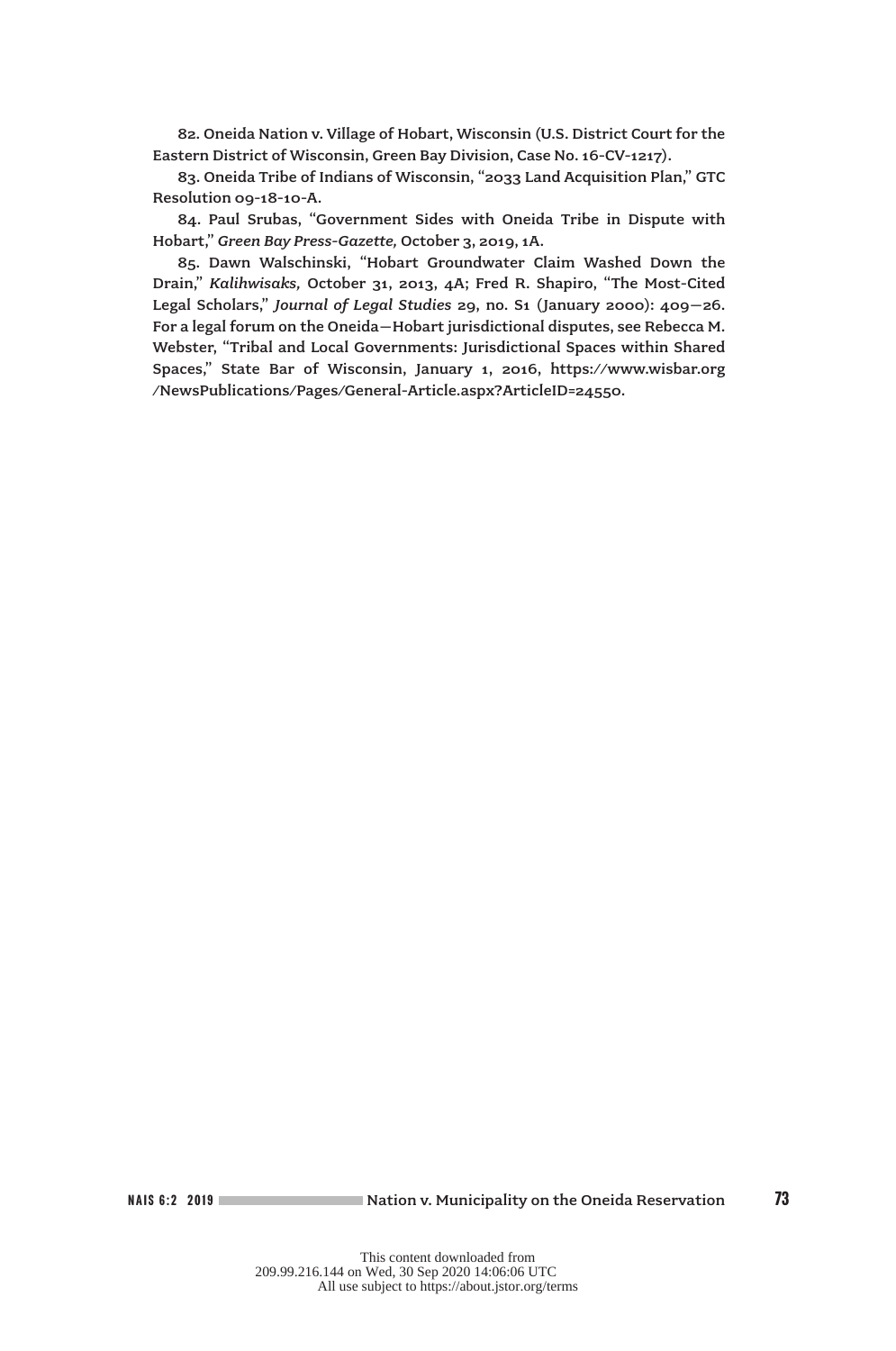82. Oneida Nation v. Village of Hobart, Wisconsin (U.S. District Court for the Eastern District of Wisconsin, Green Bay Division, Case No. 16-CV-1217).

83. Oneida Tribe of Indians of Wisconsin, "2033 Land Acquisition Plan," GTC Resolution 09-18-10-A.

84. Paul Srubas, "Government Sides with Oneida Tribe in Dispute with Hobart," *Green Bay Press-Gazette,* October 3, 2019, 1A.

85. Dawn Walschinski, "Hobart Groundwater Claim Washed Down the Drain," *Kalihwisaks,* October 31, 2013, 4A; Fred R. Shapiro, "The Most-Cited Legal Scholars," *Journal of Legal Studies* 29, no. S1 (January 2000): 409–26. For a legal forum on the Oneida–Hobart jurisdictional disputes, see Rebecca M. Webster, "Tribal and Local Governments: Jurisdictional Spaces within Shared Spaces," State Bar of Wisconsin, January 1, 2016, https://www.wisbar.org/NewsPublications/Pages/General-Article.aspx?ArticleID=24550.